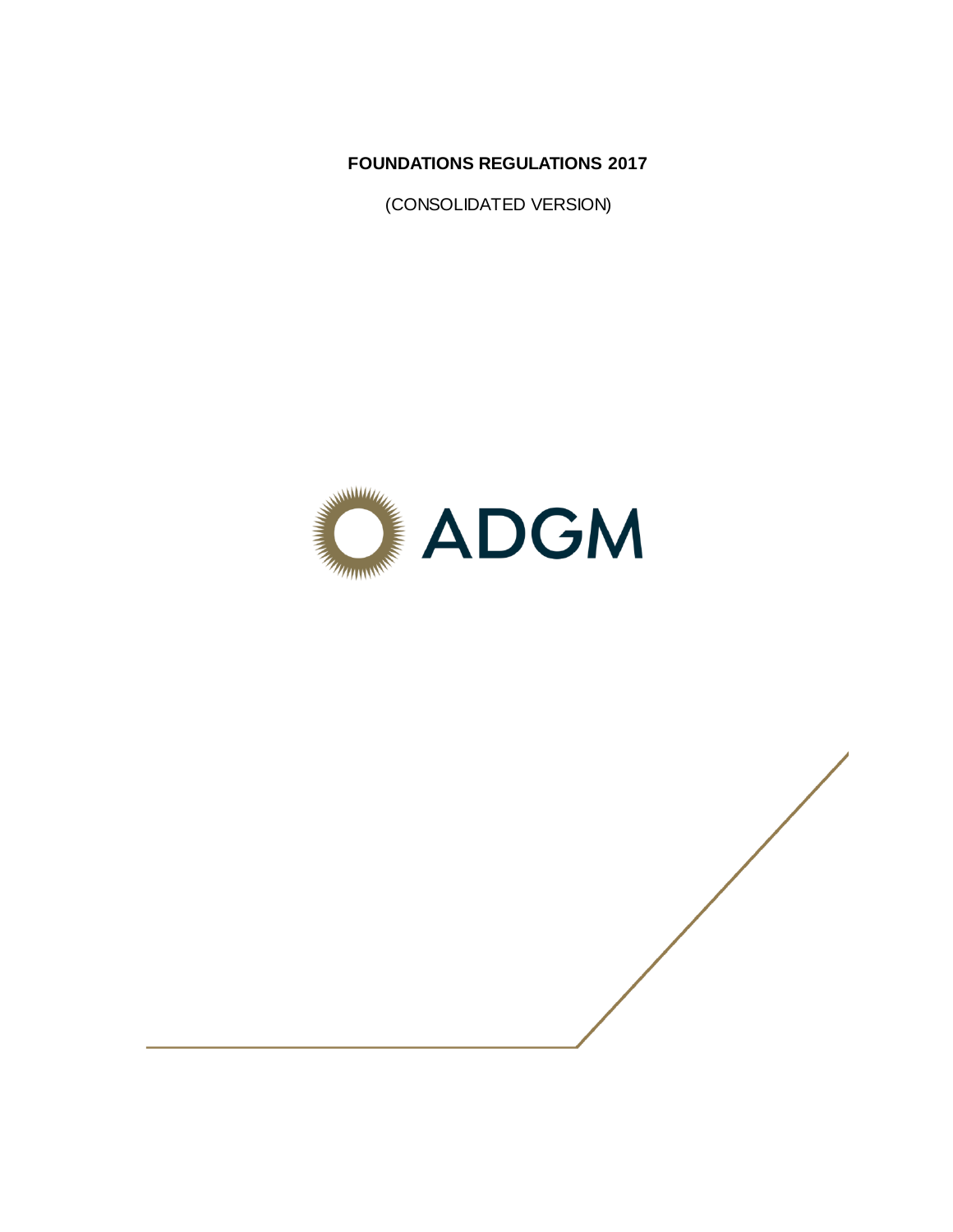# FOUNDATIONS REGULATIONS 2017

(CONSOLIDATED VERSION)

ADGM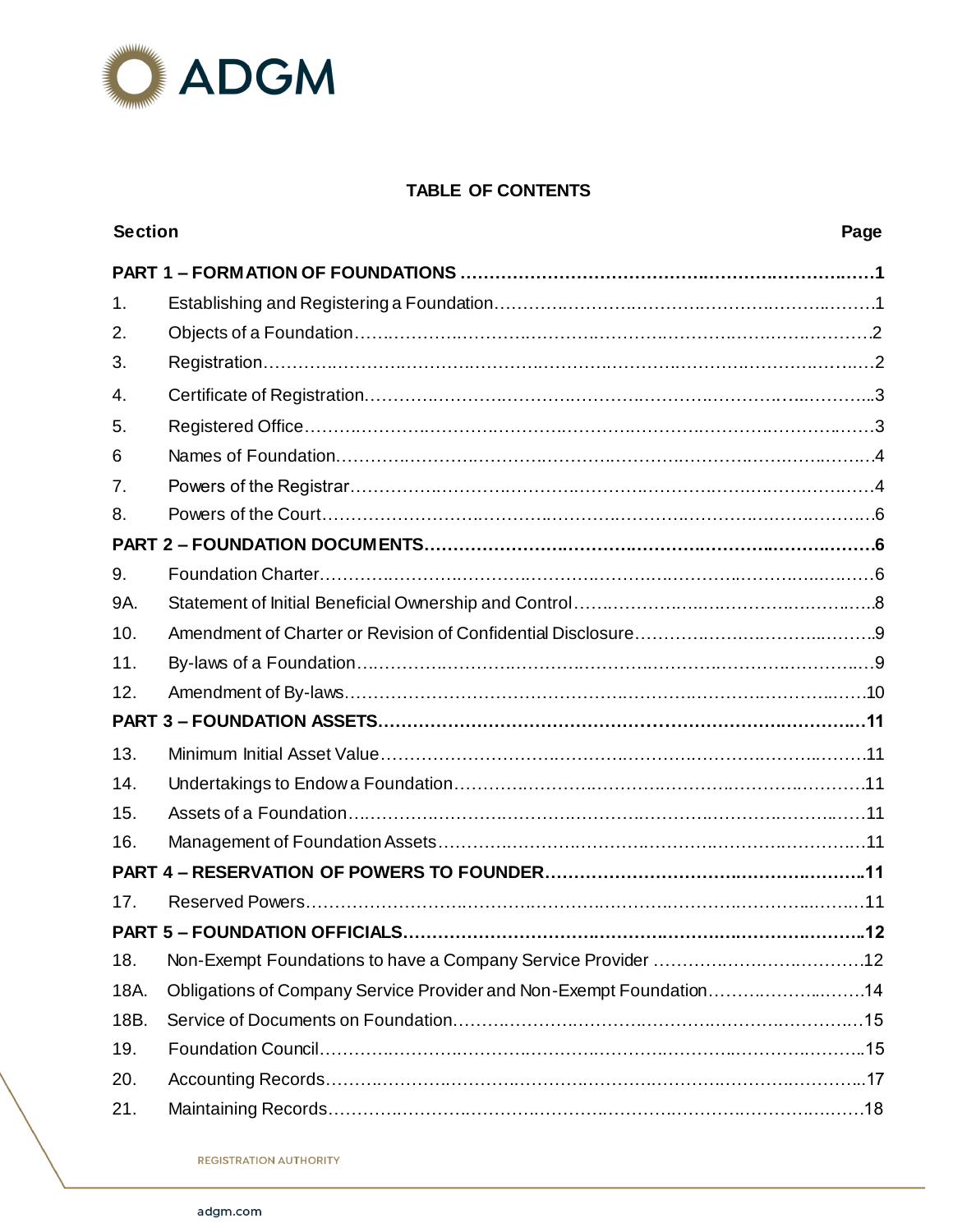**TABLE OF CONTENTS**

| Section | | Page |
|---|---|---|
| **PART 1 – FORMATION OF FOUNDATIONS** | | **1** |
| 1. | Establishing and Registering a Foundation | 1 |
| 2. | Objects of a Foundation | 2 |
| 3. | Registration | 2 |
| 4. | Certificate of Registration | 3 |
| 5. | Registered Office | 3 |
| 6 | Names of Foundation | 4 |
| 7. | Powers of the Registrar | 4 |
| 8. | Powers of the Court | 6 |
| **PART 2 – FOUNDATION DOCUMENTS** | | **6** |
| 9. | Foundation Charter | 6 |
| 9A. | Statement of Initial Beneficial Ownership and Control | 8 |
| 10. | Amendment of Charter or Revision of Confidential Disclosure | 9 |
| 11. | By-laws of a Foundation | 9 |
| 12. | Amendment of By-laws | 10 |
| **PART 3 – FOUNDATION ASSETS** | | **11** |
| 13. | Minimum Initial Asset Value | 11 |
| 14. | Undertakings to Endow a Foundation | 11 |
| 15. | Assets of a Foundation | 11 |
| 16. | Management of Foundation Assets | 11 |
| **PART 4 – RESERVATION OF POWERS TO FOUNDER** | | **11** |
| 17. | Reserved Powers | 11 |
| **PART 5 – FOUNDATION OFFICIALS** | | **12** |
| 18. | Non-Exempt Foundations to have a Company Service Provider | 12 |
| 18A. | Obligations of Company Service Provider and Non-Exempt Foundation | 14 |
| 18B. | Service of Documents on Foundation | 15 |
| 19. | Foundation Council | 15 |
| 20. | Accounting Records | 17 |
| 21. | Maintaining Records | 18 |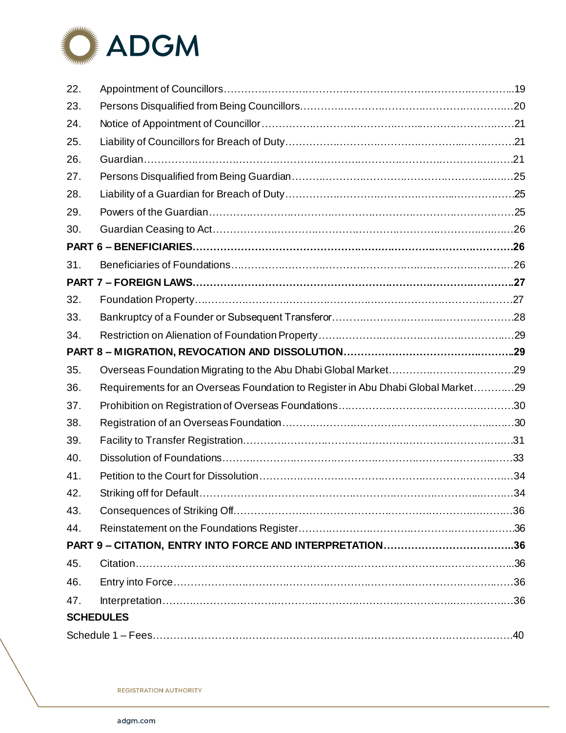| | | |
|---|---|---|
| 22. | Appointment of Councillors | 19 |
| 23. | Persons Disqualified from Being Councillors | 20 |
| 24. | Notice of Appointment of Councillor | 21 |
| 25. | Liability of Councillors for Breach of Duty | 21 |
| 26. | Guardian | 21 |
| 27. | Persons Disqualified from Being Guardian | 25 |
| 28. | Liability of a Guardian for Breach of Duty | 25 |
| 29. | Powers of the Guardian | 25 |
| 30. | Guardian Ceasing to Act | 26 |
| **PART 6 – BENEFICIARIES** | | **26** |
| 31. | Beneficiaries of Foundations | 26 |
| **PART 7 – FOREIGN LAWS** | | **27** |
| 32. | Foundation Property | 27 |
| 33. | Bankruptcy of a Founder or Subsequent Transferor | 28 |
| 34. | Restriction on Alienation of Foundation Property | 29 |
| **PART 8 – MIGRATION, REVOCATION AND DISSOLUTION** | | **29** |
| 35. | Overseas Foundation Migrating to the Abu Dhabi Global Market | 29 |
| 36. | Requirements for an Overseas Foundation to Register in Abu Dhabi Global Market | 29 |
| 37. | Prohibition on Registration of Overseas Foundations | 30 |
| 38. | Registration of an Overseas Foundation | 30 |
| 39. | Facility to Transfer Registration | 31 |
| 40. | Dissolution of Foundations | 33 |
| 41. | Petition to the Court for Dissolution | 34 |
| 42. | Striking off for Default | 34 |
| 43. | Consequences of Striking Off | 36 |
| 44. | Reinstatement on the Foundations Register | 36 |
| **PART 9 – CITATION, ENTRY INTO FORCE AND INTERPRETATION** | | **36** |
| 45. | Citation | 36 |
| 46. | Entry into Force | 36 |
| 47. | Interpretation | 36 |
| **SCHEDULES** | | |
| Schedule 1 – Fees | | 40 |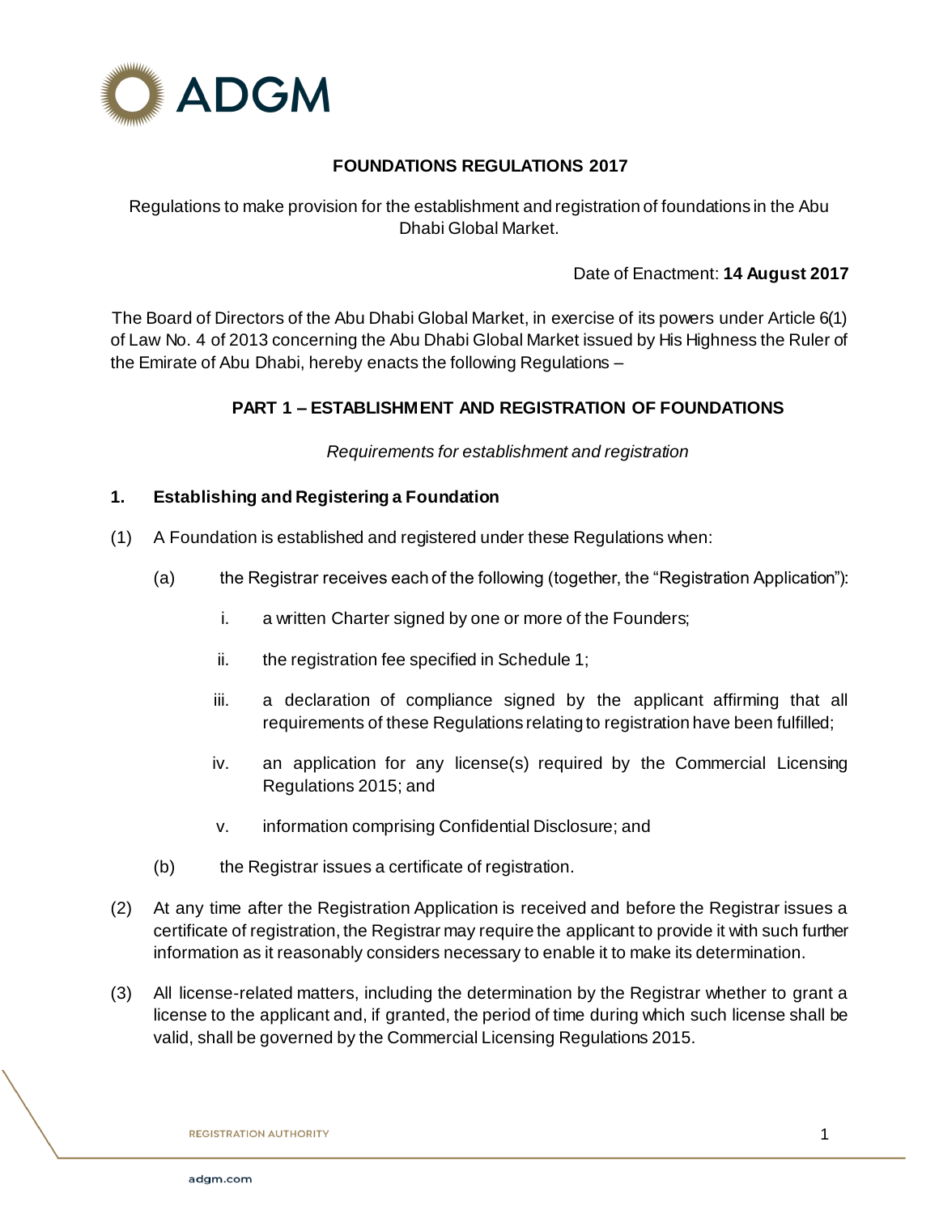**FOUNDATIONS REGULATIONS 2017**

Regulations to make provision for the establishment and registration of foundations in the Abu Dhabi Global Market.

Date of Enactment: **14 August 2017**

The Board of Directors of the Abu Dhabi Global Market, in exercise of its powers under Article 6(1) of Law No. 4 of 2013 concerning the Abu Dhabi Global Market issued by His Highness the Ruler of the Emirate of Abu Dhabi, hereby enacts the following Regulations –

## PART 1 – ESTABLISHMENT AND REGISTRATION OF FOUNDATIONS

*Requirements for establishment and registration*

### 1. Establishing and Registering a Foundation

(1) A Foundation is established and registered under these Regulations when:

(a) the Registrar receives each of the following (together, the "Registration Application"):

i. a written Charter signed by one or more of the Founders;

ii. the registration fee specified in Schedule 1;

iii. a declaration of compliance signed by the applicant affirming that all requirements of these Regulations relating to registration have been fulfilled;

iv. an application for any license(s) required by the Commercial Licensing Regulations 2015; and

v. information comprising Confidential Disclosure; and

(b) the Registrar issues a certificate of registration.

(2) At any time after the Registration Application is received and before the Registrar issues a certificate of registration, the Registrar may require the applicant to provide it with such further information as it reasonably considers necessary to enable it to make its determination.

(3) All license-related matters, including the determination by the Registrar whether to grant a license to the applicant and, if granted, the period of time during which such license shall be valid, shall be governed by the Commercial Licensing Regulations 2015.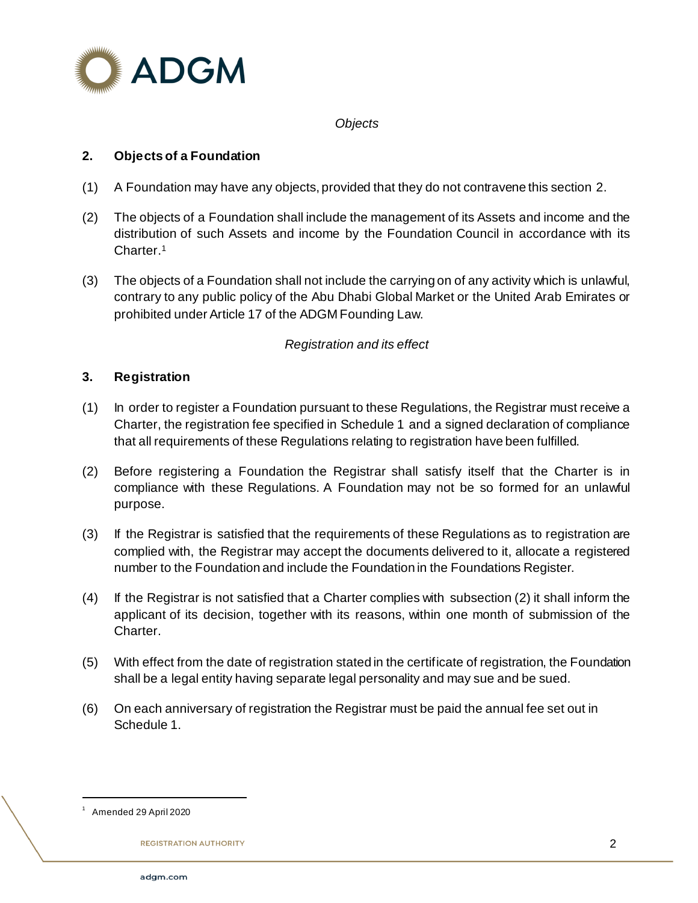*Objects*

## 2. Objects of a Foundation

(1) A Foundation may have any objects, provided that they do not contravene this section 2.

(2) The objects of a Foundation shall include the management of its Assets and income and the distribution of such Assets and income by the Foundation Council in accordance with its Charter.[1]

(3) The objects of a Foundation shall not include the carrying on of any activity which is unlawful, contrary to any public policy of the Abu Dhabi Global Market or the United Arab Emirates or prohibited under Article 17 of the ADGM Founding Law.

*Registration and its effect*

## 3. Registration

(1) In order to register a Foundation pursuant to these Regulations, the Registrar must receive a Charter, the registration fee specified in Schedule 1 and a signed declaration of compliance that all requirements of these Regulations relating to registration have been fulfilled.

(2) Before registering a Foundation the Registrar shall satisfy itself that the Charter is in compliance with these Regulations. A Foundation may not be so formed for an unlawful purpose.

(3) If the Registrar is satisfied that the requirements of these Regulations as to registration are complied with, the Registrar may accept the documents delivered to it, allocate a registered number to the Foundation and include the Foundation in the Foundations Register.

(4) If the Registrar is not satisfied that a Charter complies with subsection (2) it shall inform the applicant of its decision, together with its reasons, within one month of submission of the Charter.

(5) With effect from the date of registration stated in the certificate of registration, the Foundation shall be a legal entity having separate legal personality and may sue and be sued.

(6) On each anniversary of registration the Registrar must be paid the annual fee set out in Schedule 1.

---

[1] Amended 29 April 2020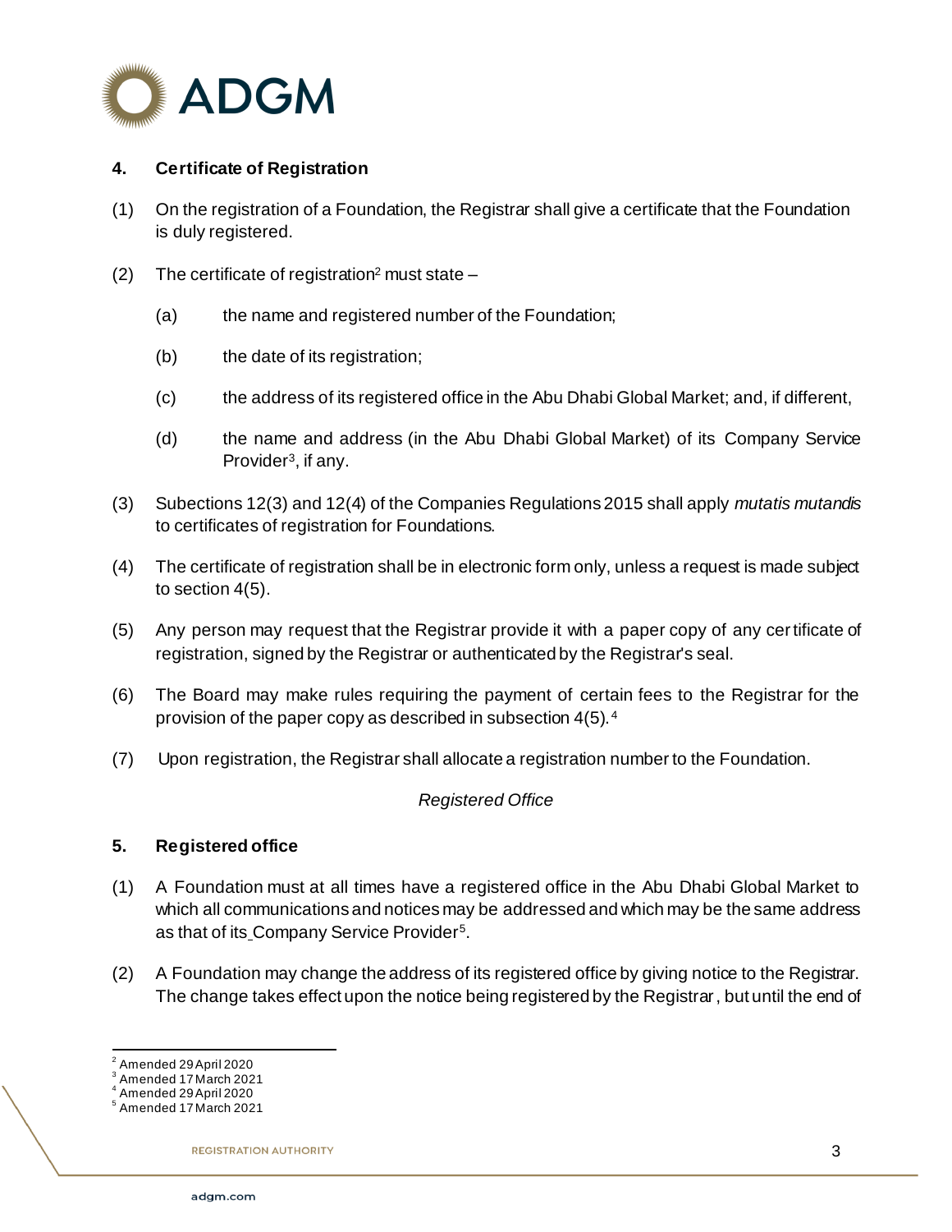## 4. Certificate of Registration

(1) On the registration of a Foundation, the Registrar shall give a certificate that the Foundation is duly registered.

(2) The certificate of registration[2] must state –

(a) the name and registered number of the Foundation;

(b) the date of its registration;

(c) the address of its registered office in the Abu Dhabi Global Market; and, if different,

(d) the name and address (in the Abu Dhabi Global Market) of its Company Service Provider[3], if any.

(3) Subections 12(3) and 12(4) of the Companies Regulations 2015 shall apply *mutatis mutandis* to certificates of registration for Foundations.

(4) The certificate of registration shall be in electronic form only, unless a request is made subject to section 4(5).

(5) Any person may request that the Registrar provide it with a paper copy of any certificate of registration, signed by the Registrar or authenticated by the Registrar's seal.

(6) The Board may make rules requiring the payment of certain fees to the Registrar for the provision of the paper copy as described in subsection 4(5).[4]

(7) Upon registration, the Registrar shall allocate a registration number to the Foundation.

*Registered Office*

## 5. Registered office

(1) A Foundation must at all times have a registered office in the Abu Dhabi Global Market to which all communications and notices may be addressed and which may be the same address as that of its Company Service Provider[5].

(2) A Foundation may change the address of its registered office by giving notice to the Registrar. The change takes effect upon the notice being registered by the Registrar, but until the end of

---

[2] Amended 29 April 2020
[3] Amended 17 March 2021
[4] Amended 29 April 2020
[5] Amended 17 March 2021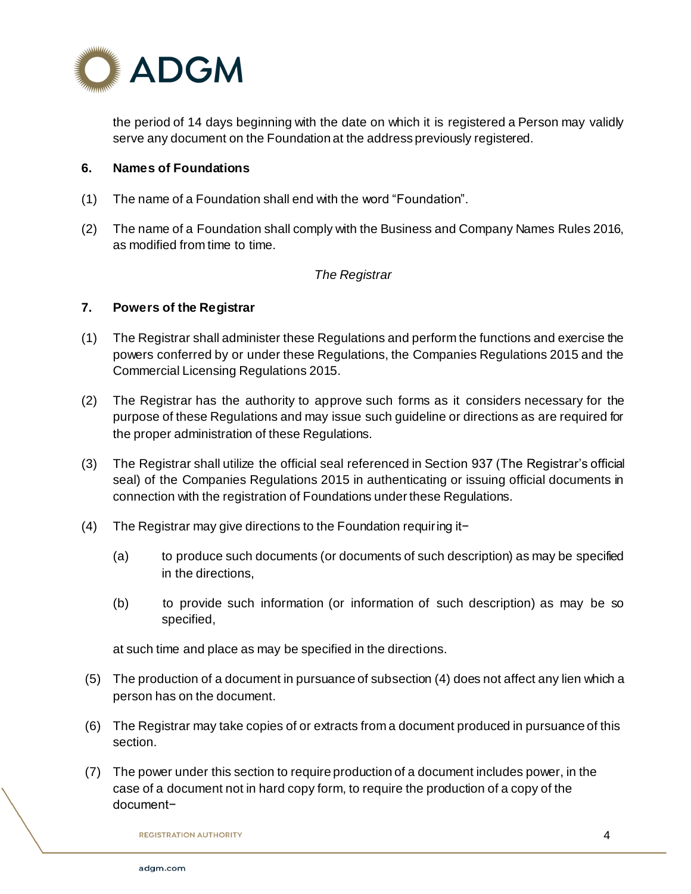the period of 14 days beginning with the date on which it is registered a Person may validly serve any document on the Foundation at the address previously registered.

**6. Names of Foundations**

(1) The name of a Foundation shall end with the word "Foundation".

(2) The name of a Foundation shall comply with the Business and Company Names Rules 2016, as modified from time to time.

*The Registrar*

**7. Powers of the Registrar**

(1) The Registrar shall administer these Regulations and perform the functions and exercise the powers conferred by or under these Regulations, the Companies Regulations 2015 and the Commercial Licensing Regulations 2015.

(2) The Registrar has the authority to approve such forms as it considers necessary for the purpose of these Regulations and may issue such guideline or directions as are required for the proper administration of these Regulations.

(3) The Registrar shall utilize the official seal referenced in Section 937 (The Registrar's official seal) of the Companies Regulations 2015 in authenticating or issuing official documents in connection with the registration of Foundations under these Regulations.

(4) The Registrar may give directions to the Foundation requiring it−

(a) to produce such documents (or documents of such description) as may be specified in the directions,

(b) to provide such information (or information of such description) as may be so specified,

at such time and place as may be specified in the directions.

(5) The production of a document in pursuance of subsection (4) does not affect any lien which a person has on the document.

(6) The Registrar may take copies of or extracts from a document produced in pursuance of this section.

(7) The power under this section to require production of a document includes power, in the case of a document not in hard copy form, to require the production of a copy of the document−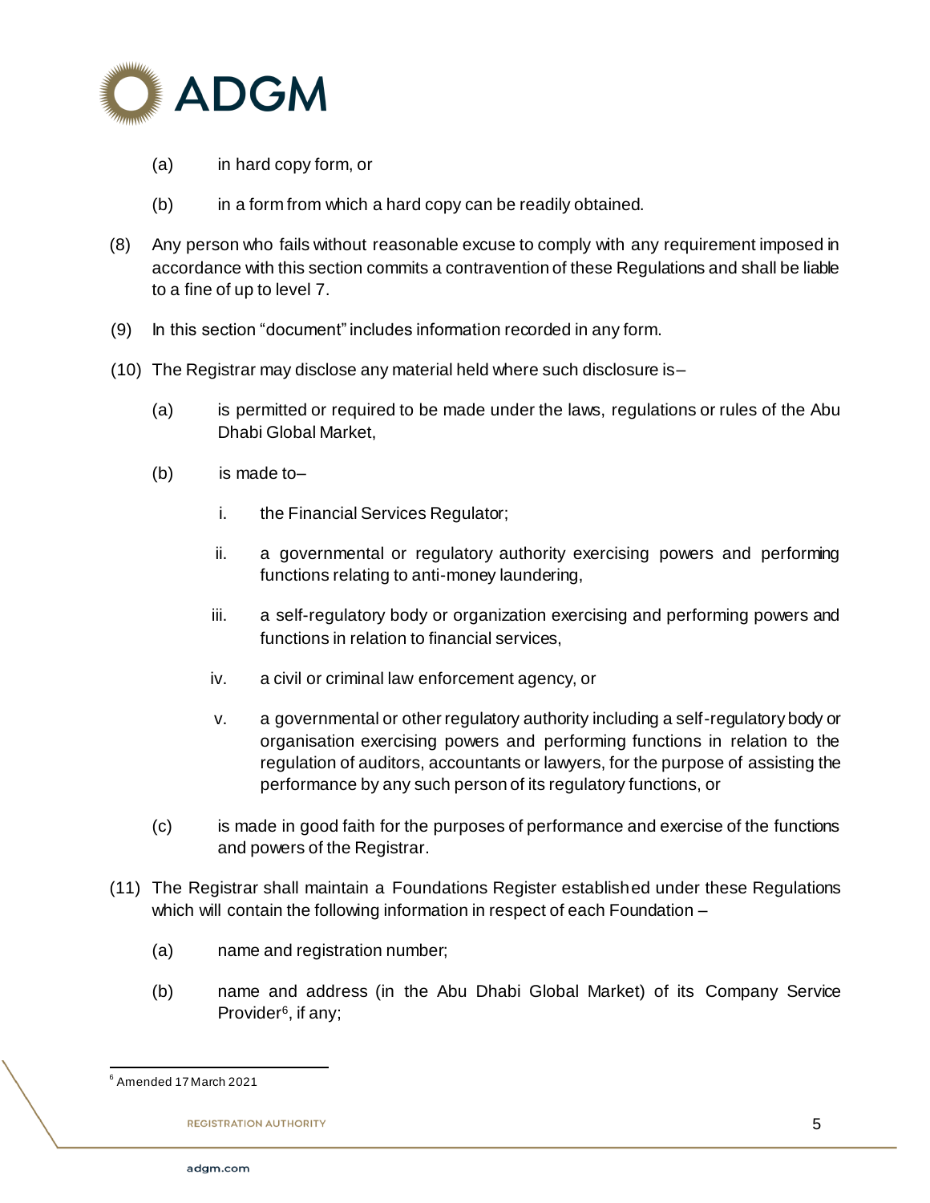(a) in hard copy form, or

(b) in a form from which a hard copy can be readily obtained.

(8) Any person who fails without reasonable excuse to comply with any requirement imposed in accordance with this section commits a contravention of these Regulations and shall be liable to a fine of up to level 7.

(9) In this section "document" includes information recorded in any form.

(10) The Registrar may disclose any material held where such disclosure is–

(a) is permitted or required to be made under the laws, regulations or rules of the Abu Dhabi Global Market,

(b) is made to–

i. the Financial Services Regulator;

ii. a governmental or regulatory authority exercising powers and performing functions relating to anti-money laundering,

iii. a self-regulatory body or organization exercising and performing powers and functions in relation to financial services,

iv. a civil or criminal law enforcement agency, or

v. a governmental or other regulatory authority including a self-regulatory body or organisation exercising powers and performing functions in relation to the regulation of auditors, accountants or lawyers, for the purpose of assisting the performance by any such person of its regulatory functions, or

(c) is made in good faith for the purposes of performance and exercise of the functions and powers of the Registrar.

(11) The Registrar shall maintain a Foundations Register established under these Regulations which will contain the following information in respect of each Foundation –

(a) name and registration number;

(b) name and address (in the Abu Dhabi Global Market) of its Company Service Provider[6], if any;

[6] Amended 17 March 2021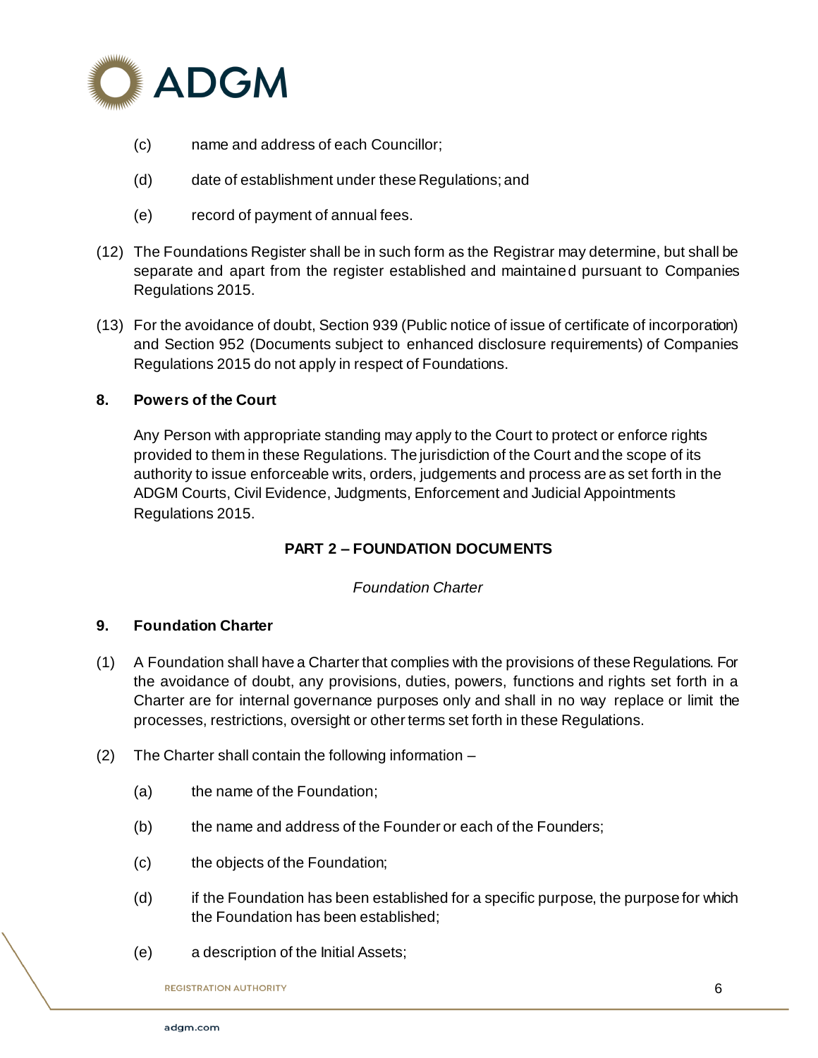(c) name and address of each Councillor;

(d) date of establishment under these Regulations; and

(e) record of payment of annual fees.

(12) The Foundations Register shall be in such form as the Registrar may determine, but shall be separate and apart from the register established and maintained pursuant to Companies Regulations 2015.

(13) For the avoidance of doubt, Section 939 (Public notice of issue of certificate of incorporation) and Section 952 (Documents subject to enhanced disclosure requirements) of Companies Regulations 2015 do not apply in respect of Foundations.

**8. Powers of the Court**

Any Person with appropriate standing may apply to the Court to protect or enforce rights provided to them in these Regulations. The jurisdiction of the Court and the scope of its authority to issue enforceable writs, orders, judgements and process are as set forth in the ADGM Courts, Civil Evidence, Judgments, Enforcement and Judicial Appointments Regulations 2015.

## PART 2 – FOUNDATION DOCUMENTS

*Foundation Charter*

**9. Foundation Charter**

(1) A Foundation shall have a Charter that complies with the provisions of these Regulations. For the avoidance of doubt, any provisions, duties, powers, functions and rights set forth in a Charter are for internal governance purposes only and shall in no way replace or limit the processes, restrictions, oversight or other terms set forth in these Regulations.

(2) The Charter shall contain the following information –

(a) the name of the Foundation;

(b) the name and address of the Founder or each of the Founders;

(c) the objects of the Foundation;

(d) if the Foundation has been established for a specific purpose, the purpose for which the Foundation has been established;

(e) a description of the Initial Assets;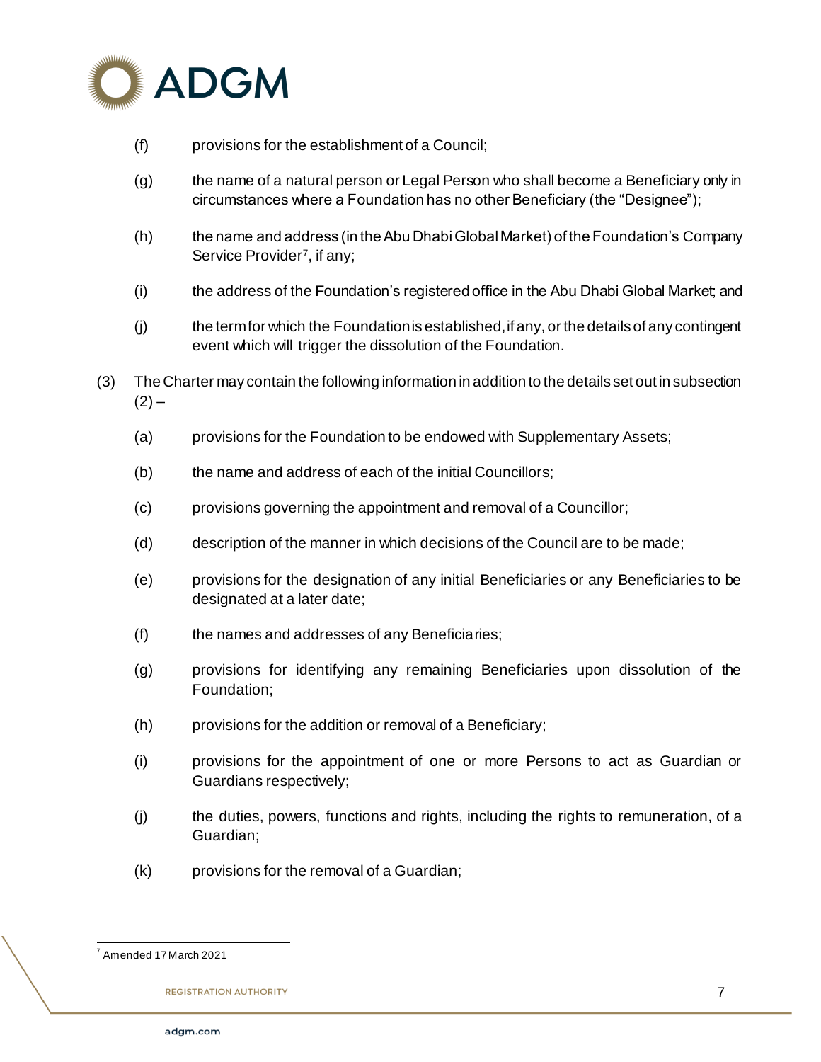(f) provisions for the establishment of a Council;

(g) the name of a natural person or Legal Person who shall become a Beneficiary only in circumstances where a Foundation has no other Beneficiary (the "Designee");

(h) the name and address (in the Abu Dhabi Global Market) of the Foundation's Company Service Provider[7], if any;

(i) the address of the Foundation's registered office in the Abu Dhabi Global Market; and

(j) the term for which the Foundation is established, if any, or the details of any contingent event which will trigger the dissolution of the Foundation.

(3) The Charter may contain the following information in addition to the details set out in subsection (2) –

(a) provisions for the Foundation to be endowed with Supplementary Assets;

(b) the name and address of each of the initial Councillors;

(c) provisions governing the appointment and removal of a Councillor;

(d) description of the manner in which decisions of the Council are to be made;

(e) provisions for the designation of any initial Beneficiaries or any Beneficiaries to be designated at a later date;

(f) the names and addresses of any Beneficiaries;

(g) provisions for identifying any remaining Beneficiaries upon dissolution of the Foundation;

(h) provisions for the addition or removal of a Beneficiary;

(i) provisions for the appointment of one or more Persons to act as Guardian or Guardians respectively;

(j) the duties, powers, functions and rights, including the rights to remuneration, of a Guardian;

(k) provisions for the removal of a Guardian;

[7] Amended 17 March 2021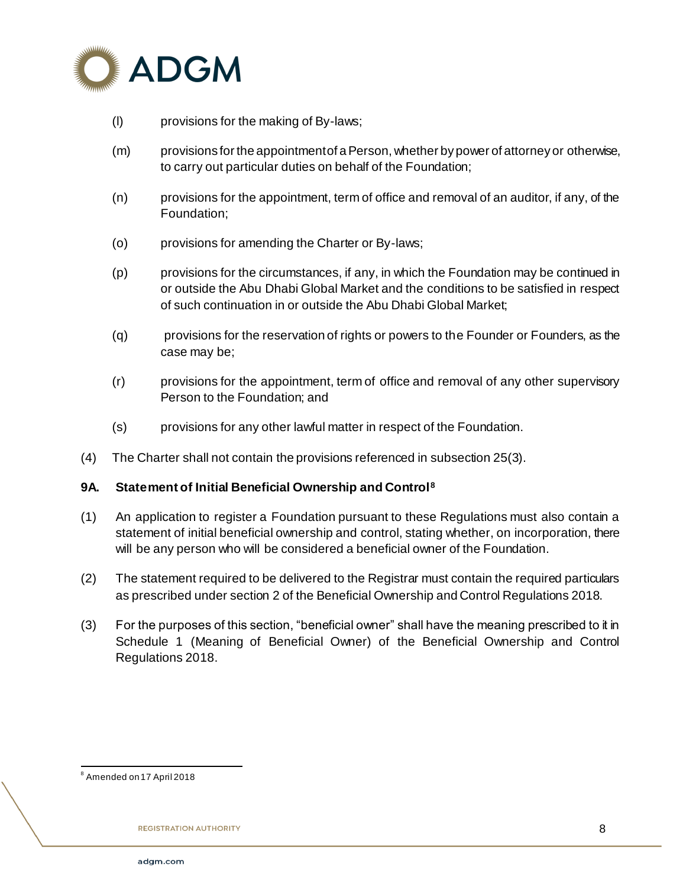(l) provisions for the making of By-laws;

(m) provisions for the appointment of a Person, whether by power of attorney or otherwise, to carry out particular duties on behalf of the Foundation;

(n) provisions for the appointment, term of office and removal of an auditor, if any, of the Foundation;

(o) provisions for amending the Charter or By-laws;

(p) provisions for the circumstances, if any, in which the Foundation may be continued in or outside the Abu Dhabi Global Market and the conditions to be satisfied in respect of such continuation in or outside the Abu Dhabi Global Market;

(q) provisions for the reservation of rights or powers to the Founder or Founders, as the case may be;

(r) provisions for the appointment, term of office and removal of any other supervisory Person to the Foundation; and

(s) provisions for any other lawful matter in respect of the Foundation.

(4) The Charter shall not contain the provisions referenced in subsection 25(3).

### 9A. Statement of Initial Beneficial Ownership and Control[8]

(1) An application to register a Foundation pursuant to these Regulations must also contain a statement of initial beneficial ownership and control, stating whether, on incorporation, there will be any person who will be considered a beneficial owner of the Foundation.

(2) The statement required to be delivered to the Registrar must contain the required particulars as prescribed under section 2 of the Beneficial Ownership and Control Regulations 2018.

(3) For the purposes of this section, "beneficial owner" shall have the meaning prescribed to it in Schedule 1 (Meaning of Beneficial Owner) of the Beneficial Ownership and Control Regulations 2018.

[8] Amended on 17 April 2018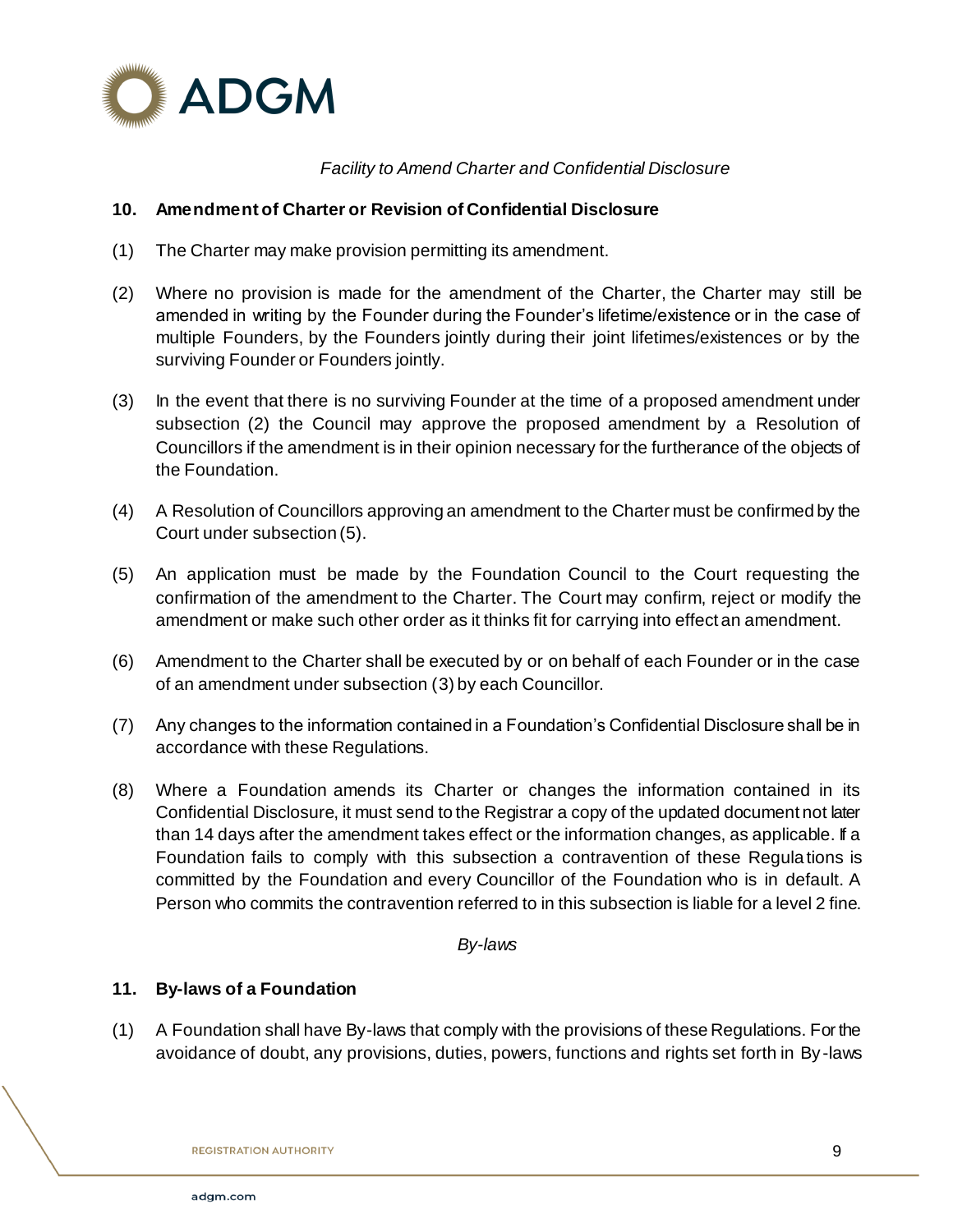*Facility to Amend Charter and Confidential Disclosure*

**10. Amendment of Charter or Revision of Confidential Disclosure**

(1) The Charter may make provision permitting its amendment.

(2) Where no provision is made for the amendment of the Charter, the Charter may still be amended in writing by the Founder during the Founder's lifetime/existence or in the case of multiple Founders, by the Founders jointly during their joint lifetimes/existences or by the surviving Founder or Founders jointly.

(3) In the event that there is no surviving Founder at the time of a proposed amendment under subsection (2) the Council may approve the proposed amendment by a Resolution of Councillors if the amendment is in their opinion necessary for the furtherance of the objects of the Foundation.

(4) A Resolution of Councillors approving an amendment to the Charter must be confirmed by the Court under subsection (5).

(5) An application must be made by the Foundation Council to the Court requesting the confirmation of the amendment to the Charter. The Court may confirm, reject or modify the amendment or make such other order as it thinks fit for carrying into effect an amendment.

(6) Amendment to the Charter shall be executed by or on behalf of each Founder or in the case of an amendment under subsection (3) by each Councillor.

(7) Any changes to the information contained in a Foundation's Confidential Disclosure shall be in accordance with these Regulations.

(8) Where a Foundation amends its Charter or changes the information contained in its Confidential Disclosure, it must send to the Registrar a copy of the updated document not later than 14 days after the amendment takes effect or the information changes, as applicable. If a Foundation fails to comply with this subsection a contravention of these Regulations is committed by the Foundation and every Councillor of the Foundation who is in default. A Person who commits the contravention referred to in this subsection is liable for a level 2 fine.

*By-laws*

**11. By-laws of a Foundation**

(1) A Foundation shall have By-laws that comply with the provisions of these Regulations. For the avoidance of doubt, any provisions, duties, powers, functions and rights set forth in By-laws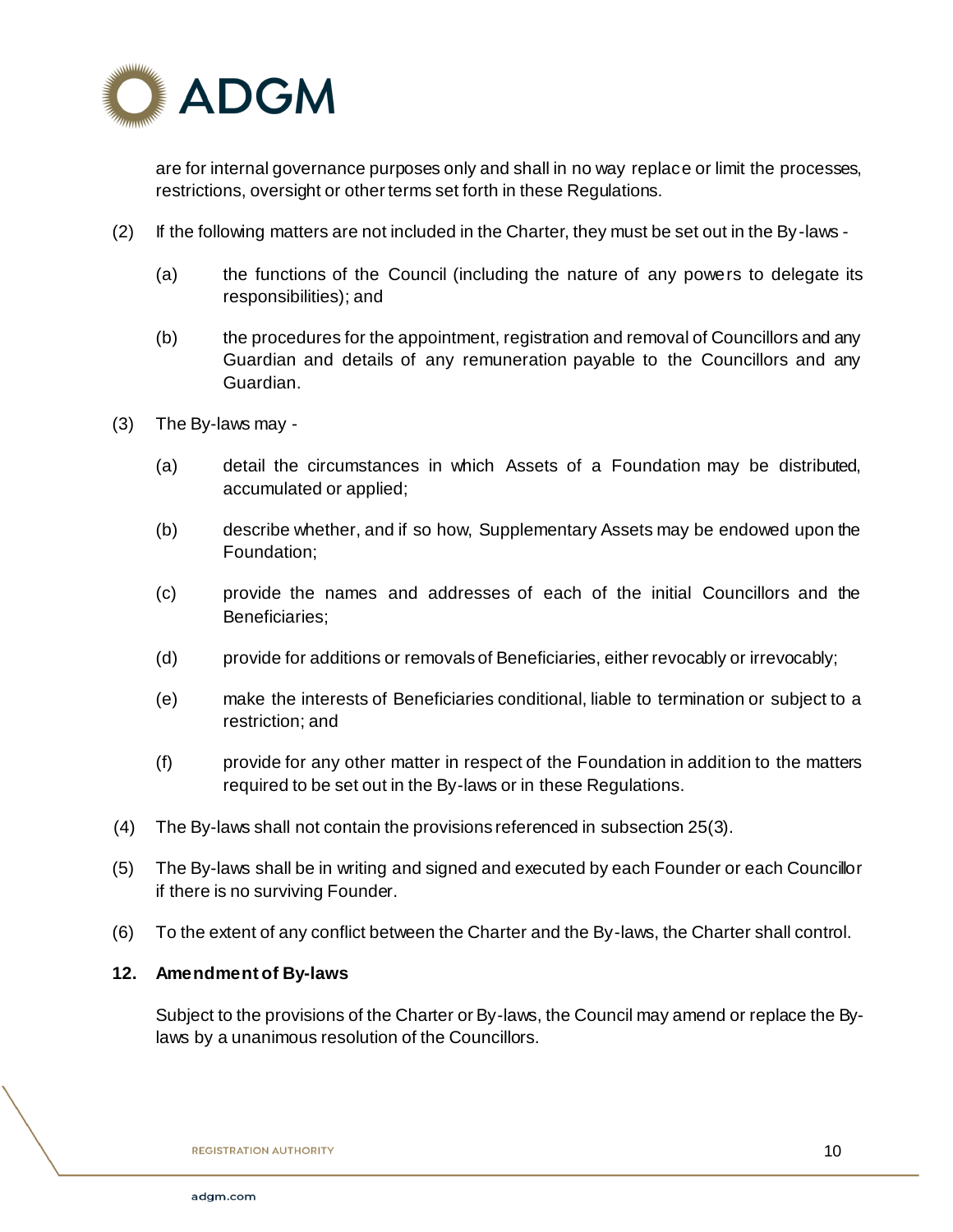are for internal governance purposes only and shall in no way replace or limit the processes, restrictions, oversight or other terms set forth in these Regulations.

(2) If the following matters are not included in the Charter, they must be set out in the By-laws -

(a) the functions of the Council (including the nature of any powers to delegate its responsibilities); and

(b) the procedures for the appointment, registration and removal of Councillors and any Guardian and details of any remuneration payable to the Councillors and any Guardian.

(3) The By-laws may -

(a) detail the circumstances in which Assets of a Foundation may be distributed, accumulated or applied;

(b) describe whether, and if so how, Supplementary Assets may be endowed upon the Foundation;

(c) provide the names and addresses of each of the initial Councillors and the Beneficiaries;

(d) provide for additions or removals of Beneficiaries, either revocably or irrevocably;

(e) make the interests of Beneficiaries conditional, liable to termination or subject to a restriction; and

(f) provide for any other matter in respect of the Foundation in addition to the matters required to be set out in the By-laws or in these Regulations.

(4) The By-laws shall not contain the provisions referenced in subsection 25(3).

(5) The By-laws shall be in writing and signed and executed by each Founder or each Councillor if there is no surviving Founder.

(6) To the extent of any conflict between the Charter and the By-laws, the Charter shall control.

**12. Amendment of By-laws**

Subject to the provisions of the Charter or By-laws, the Council may amend or replace the By-laws by a unanimous resolution of the Councillors.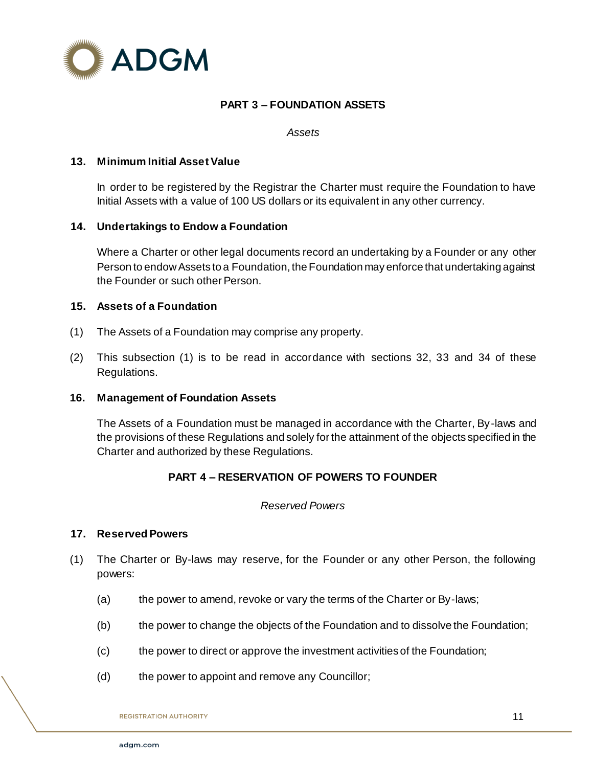## PART 3 – FOUNDATION ASSETS

*Assets*

### 13. Minimum Initial Asset Value

In order to be registered by the Registrar the Charter must require the Foundation to have Initial Assets with a value of 100 US dollars or its equivalent in any other currency.

### 14. Undertakings to Endow a Foundation

Where a Charter or other legal documents record an undertaking by a Founder or any other Person to endow Assets to a Foundation, the Foundation may enforce that undertaking against the Founder or such other Person.

### 15. Assets of a Foundation

(1) The Assets of a Foundation may comprise any property.

(2) This subsection (1) is to be read in accordance with sections 32, 33 and 34 of these Regulations.

### 16. Management of Foundation Assets

The Assets of a Foundation must be managed in accordance with the Charter, By-laws and the provisions of these Regulations and solely for the attainment of the objects specified in the Charter and authorized by these Regulations.

## PART 4 – RESERVATION OF POWERS TO FOUNDER

*Reserved Powers*

### 17. Reserved Powers

(1) The Charter or By-laws may reserve, for the Founder or any other Person, the following powers:

(a) the power to amend, revoke or vary the terms of the Charter or By-laws;

(b) the power to change the objects of the Foundation and to dissolve the Foundation;

(c) the power to direct or approve the investment activities of the Foundation;

(d) the power to appoint and remove any Councillor;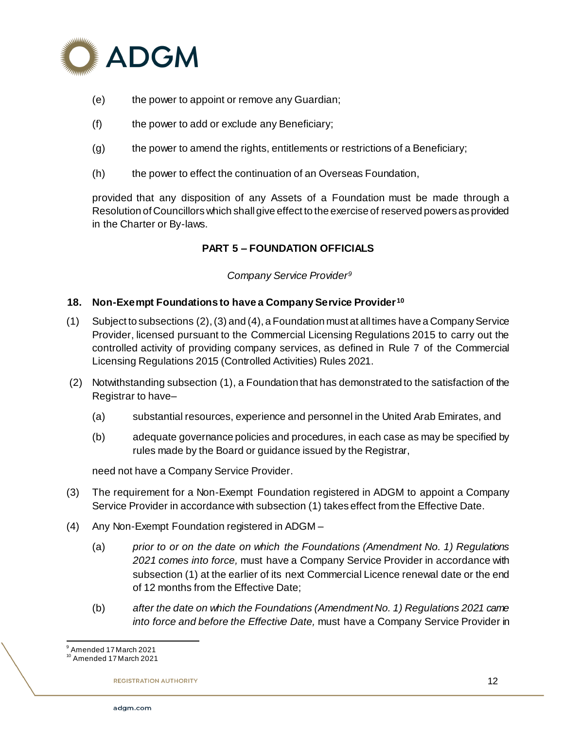(e) the power to appoint or remove any Guardian;

(f) the power to add or exclude any Beneficiary;

(g) the power to amend the rights, entitlements or restrictions of a Beneficiary;

(h) the power to effect the continuation of an Overseas Foundation,

provided that any disposition of any Assets of a Foundation must be made through a Resolution of Councillors which shall give effect to the exercise of reserved powers as provided in the Charter or By-laws.

## PART 5 – FOUNDATION OFFICIALS

*Company Service Provider*[9]

### 18. Non-Exempt Foundations to have a Company Service Provider[10]

(1) Subject to subsections (2), (3) and (4), a Foundation must at all times have a Company Service Provider, licensed pursuant to the Commercial Licensing Regulations 2015 to carry out the controlled activity of providing company services, as defined in Rule 7 of the Commercial Licensing Regulations 2015 (Controlled Activities) Rules 2021.

(2) Notwithstanding subsection (1), a Foundation that has demonstrated to the satisfaction of the Registrar to have–

(a) substantial resources, experience and personnel in the United Arab Emirates, and

(b) adequate governance policies and procedures, in each case as may be specified by rules made by the Board or guidance issued by the Registrar,

need not have a Company Service Provider.

(3) The requirement for a Non-Exempt Foundation registered in ADGM to appoint a Company Service Provider in accordance with subsection (1) takes effect from the Effective Date.

(4) Any Non-Exempt Foundation registered in ADGM –

(a) *prior to or on the date on which the Foundations (Amendment No. 1) Regulations 2021 comes into force,* must have a Company Service Provider in accordance with subsection (1) at the earlier of its next Commercial Licence renewal date or the end of 12 months from the Effective Date;

(b) *after the date on which the Foundations (Amendment No. 1) Regulations 2021 came into force and before the Effective Date,* must have a Company Service Provider in

---

[9] Amended 17 March 2021

[10] Amended 17 March 2021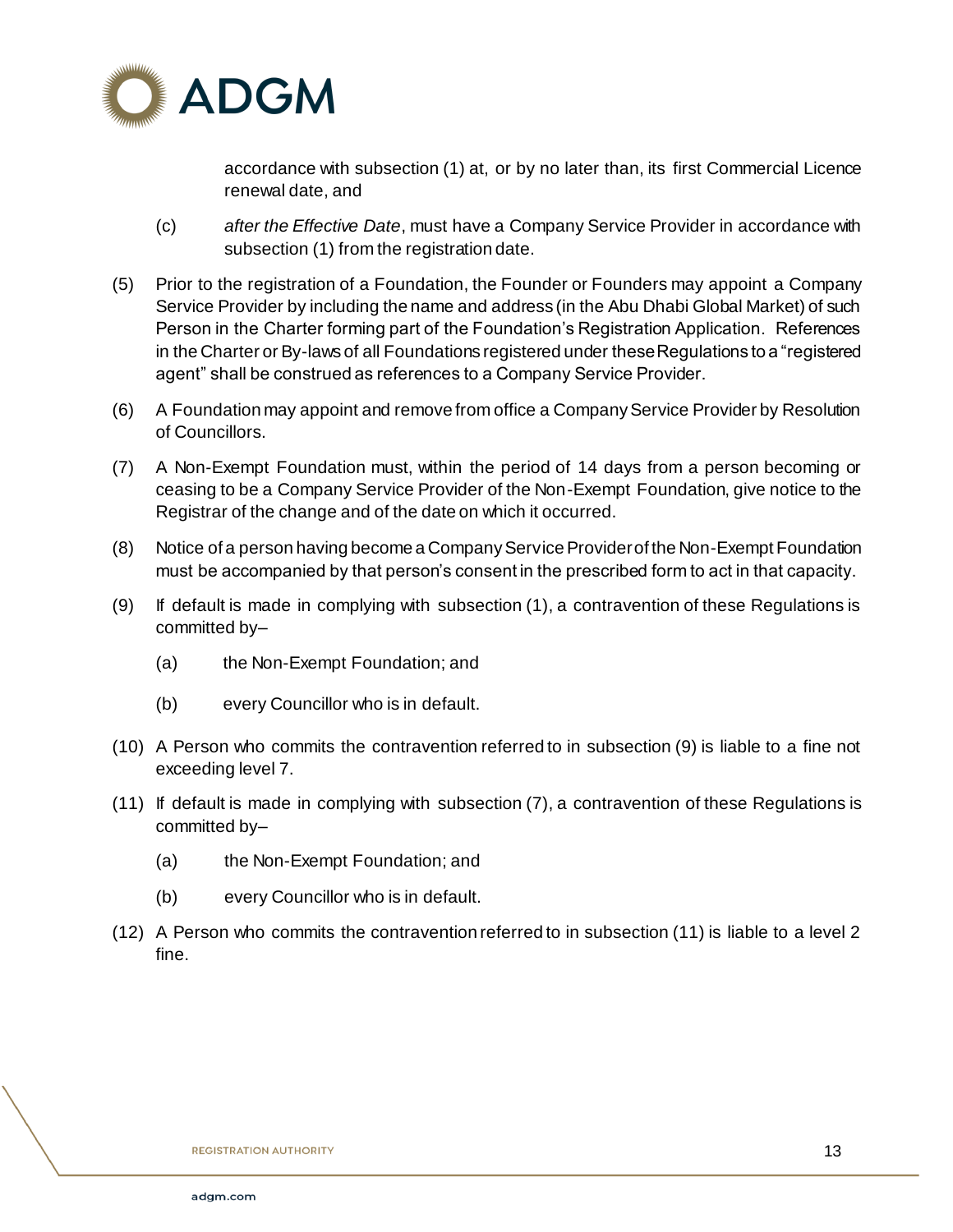accordance with subsection (1) at, or by no later than, its first Commercial Licence renewal date, and

(c) *after the Effective Date*, must have a Company Service Provider in accordance with subsection (1) from the registration date.

(5) Prior to the registration of a Foundation, the Founder or Founders may appoint a Company Service Provider by including the name and address (in the Abu Dhabi Global Market) of such Person in the Charter forming part of the Foundation's Registration Application. References in the Charter or By-laws of all Foundations registered under these Regulations to a "registered agent" shall be construed as references to a Company Service Provider.

(6) A Foundation may appoint and remove from office a Company Service Provider by Resolution of Councillors.

(7) A Non-Exempt Foundation must, within the period of 14 days from a person becoming or ceasing to be a Company Service Provider of the Non-Exempt Foundation, give notice to the Registrar of the change and of the date on which it occurred.

(8) Notice of a person having become a Company Service Provider of the Non-Exempt Foundation must be accompanied by that person's consent in the prescribed form to act in that capacity.

(9) If default is made in complying with subsection (1), a contravention of these Regulations is committed by–

(a) the Non-Exempt Foundation; and

(b) every Councillor who is in default.

(10) A Person who commits the contravention referred to in subsection (9) is liable to a fine not exceeding level 7.

(11) If default is made in complying with subsection (7), a contravention of these Regulations is committed by–

(a) the Non-Exempt Foundation; and

(b) every Councillor who is in default.

(12) A Person who commits the contravention referred to in subsection (11) is liable to a level 2 fine.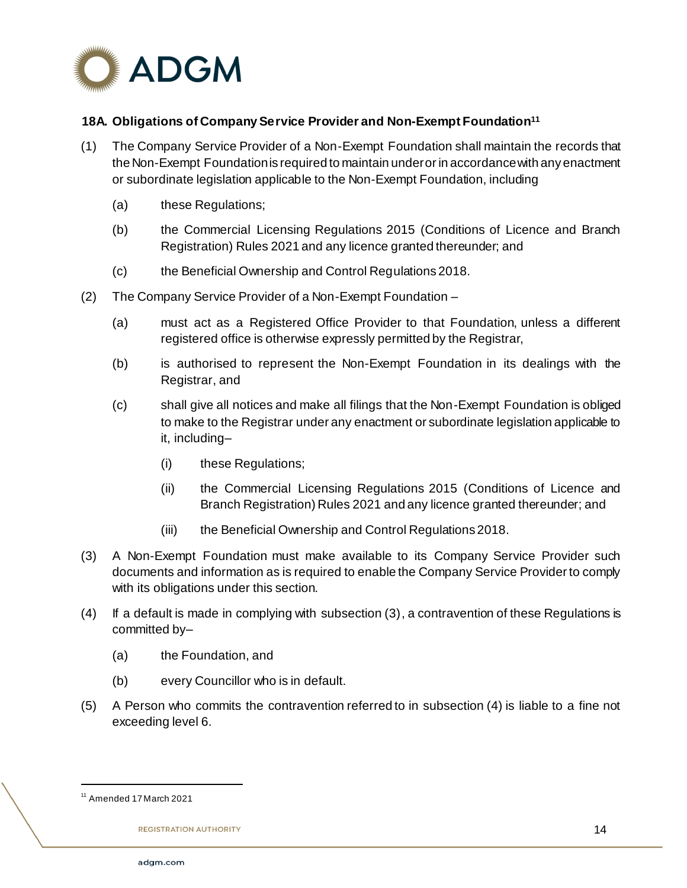### 18A. Obligations of Company Service Provider and Non-Exempt Foundation[11]

(1) The Company Service Provider of a Non-Exempt Foundation shall maintain the records that the Non-Exempt Foundation is required to maintain under or in accordance with any enactment or subordinate legislation applicable to the Non-Exempt Foundation, including

(a) these Regulations;

(b) the Commercial Licensing Regulations 2015 (Conditions of Licence and Branch Registration) Rules 2021 and any licence granted thereunder; and

(c) the Beneficial Ownership and Control Regulations 2018.

(2) The Company Service Provider of a Non-Exempt Foundation –

(a) must act as a Registered Office Provider to that Foundation, unless a different registered office is otherwise expressly permitted by the Registrar,

(b) is authorised to represent the Non-Exempt Foundation in its dealings with the Registrar, and

(c) shall give all notices and make all filings that the Non-Exempt Foundation is obliged to make to the Registrar under any enactment or subordinate legislation applicable to it, including–

(i) these Regulations;

(ii) the Commercial Licensing Regulations 2015 (Conditions of Licence and Branch Registration) Rules 2021 and any licence granted thereunder; and

(iii) the Beneficial Ownership and Control Regulations 2018.

(3) A Non-Exempt Foundation must make available to its Company Service Provider such documents and information as is required to enable the Company Service Provider to comply with its obligations under this section.

(4) If a default is made in complying with subsection (3), a contravention of these Regulations is committed by–

(a) the Foundation, and

(b) every Councillor who is in default.

(5) A Person who commits the contravention referred to in subsection (4) is liable to a fine not exceeding level 6.

[11] Amended 17 March 2021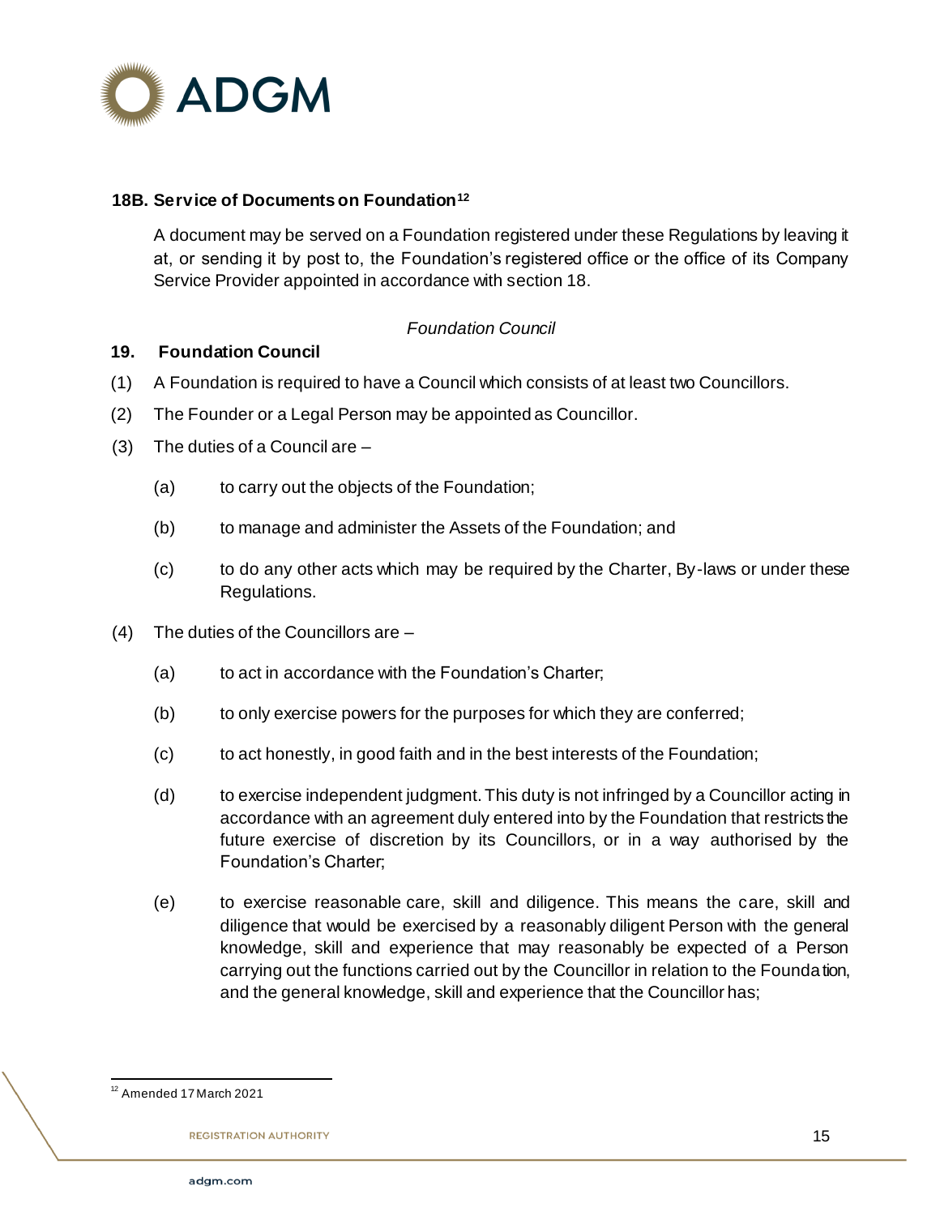### 18B. Service of Documents on Foundation[12]

A document may be served on a Foundation registered under these Regulations by leaving it at, or sending it by post to, the Foundation's registered office or the office of its Company Service Provider appointed in accordance with section 18.

*Foundation Council*

### 19. Foundation Council

(1) A Foundation is required to have a Council which consists of at least two Councillors.

(2) The Founder or a Legal Person may be appointed as Councillor.

(3) The duties of a Council are –

   (a) to carry out the objects of the Foundation;

   (b) to manage and administer the Assets of the Foundation; and

   (c) to do any other acts which may be required by the Charter, By-laws or under these Regulations.

(4) The duties of the Councillors are –

   (a) to act in accordance with the Foundation's Charter;

   (b) to only exercise powers for the purposes for which they are conferred;

   (c) to act honestly, in good faith and in the best interests of the Foundation;

   (d) to exercise independent judgment. This duty is not infringed by a Councillor acting in accordance with an agreement duly entered into by the Foundation that restricts the future exercise of discretion by its Councillors, or in a way authorised by the Foundation's Charter;

   (e) to exercise reasonable care, skill and diligence. This means the care, skill and diligence that would be exercised by a reasonably diligent Person with the general knowledge, skill and experience that may reasonably be expected of a Person carrying out the functions carried out by the Councillor in relation to the Foundation, and the general knowledge, skill and experience that the Councillor has;

---

[12] Amended 17 March 2021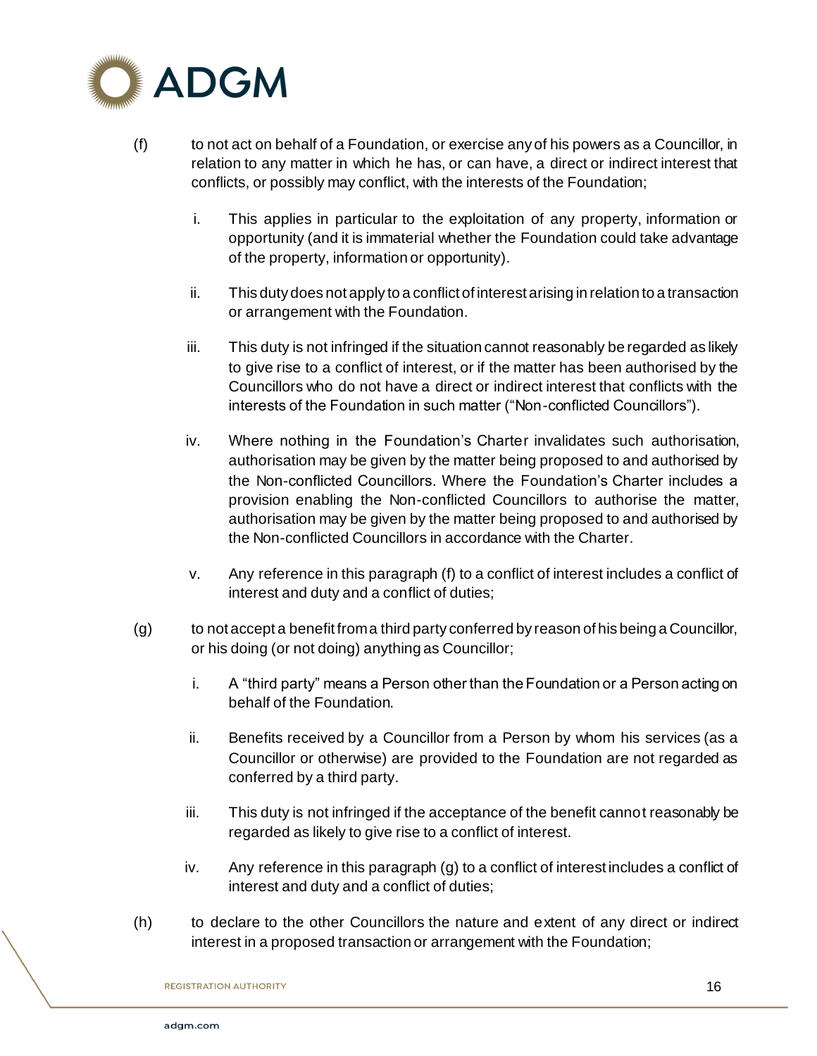(f) to not act on behalf of a Foundation, or exercise any of his powers as a Councillor, in relation to any matter in which he has, or can have, a direct or indirect interest that conflicts, or possibly may conflict, with the interests of the Foundation;

   i. This applies in particular to the exploitation of any property, information or opportunity (and it is immaterial whether the Foundation could take advantage of the property, information or opportunity).

   ii. This duty does not apply to a conflict of interest arising in relation to a transaction or arrangement with the Foundation.

   iii. This duty is not infringed if the situation cannot reasonably be regarded as likely to give rise to a conflict of interest, or if the matter has been authorised by the Councillors who do not have a direct or indirect interest that conflicts with the interests of the Foundation in such matter ("Non-conflicted Councillors").

   iv. Where nothing in the Foundation's Charter invalidates such authorisation, authorisation may be given by the matter being proposed to and authorised by the Non-conflicted Councillors. Where the Foundation's Charter includes a provision enabling the Non-conflicted Councillors to authorise the matter, authorisation may be given by the matter being proposed to and authorised by the Non-conflicted Councillors in accordance with the Charter.

   v. Any reference in this paragraph (f) to a conflict of interest includes a conflict of interest and duty and a conflict of duties;

(g) to not accept a benefit from a third party conferred by reason of his being a Councillor, or his doing (or not doing) anything as Councillor;

   i. A "third party" means a Person other than the Foundation or a Person acting on behalf of the Foundation.

   ii. Benefits received by a Councillor from a Person by whom his services (as a Councillor or otherwise) are provided to the Foundation are not regarded as conferred by a third party.

   iii. This duty is not infringed if the acceptance of the benefit cannot reasonably be regarded as likely to give rise to a conflict of interest.

   iv. Any reference in this paragraph (g) to a conflict of interest includes a conflict of interest and duty and a conflict of duties;

(h) to declare to the other Councillors the nature and extent of any direct or indirect interest in a proposed transaction or arrangement with the Foundation;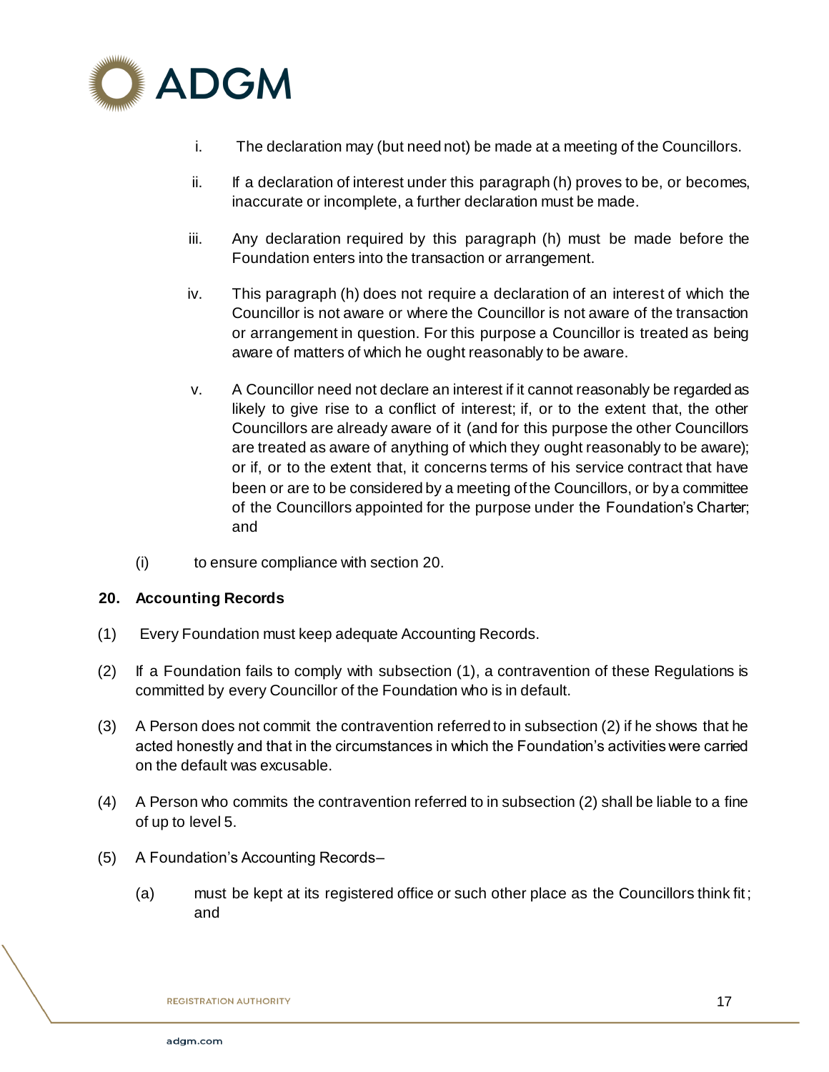i. The declaration may (but need not) be made at a meeting of the Councillors.

ii. If a declaration of interest under this paragraph (h) proves to be, or becomes, inaccurate or incomplete, a further declaration must be made.

iii. Any declaration required by this paragraph (h) must be made before the Foundation enters into the transaction or arrangement.

iv. This paragraph (h) does not require a declaration of an interest of which the Councillor is not aware or where the Councillor is not aware of the transaction or arrangement in question. For this purpose a Councillor is treated as being aware of matters of which he ought reasonably to be aware.

v. A Councillor need not declare an interest if it cannot reasonably be regarded as likely to give rise to a conflict of interest; if, or to the extent that, the other Councillors are already aware of it (and for this purpose the other Councillors are treated as aware of anything of which they ought reasonably to be aware); or if, or to the extent that, it concerns terms of his service contract that have been or are to be considered by a meeting of the Councillors, or by a committee of the Councillors appointed for the purpose under the Foundation's Charter; and

(i) to ensure compliance with section 20.

**20. Accounting Records**

(1) Every Foundation must keep adequate Accounting Records.

(2) If a Foundation fails to comply with subsection (1), a contravention of these Regulations is committed by every Councillor of the Foundation who is in default.

(3) A Person does not commit the contravention referred to in subsection (2) if he shows that he acted honestly and that in the circumstances in which the Foundation's activities were carried on the default was excusable.

(4) A Person who commits the contravention referred to in subsection (2) shall be liable to a fine of up to level 5.

(5) A Foundation's Accounting Records–

(a) must be kept at its registered office or such other place as the Councillors think fit; and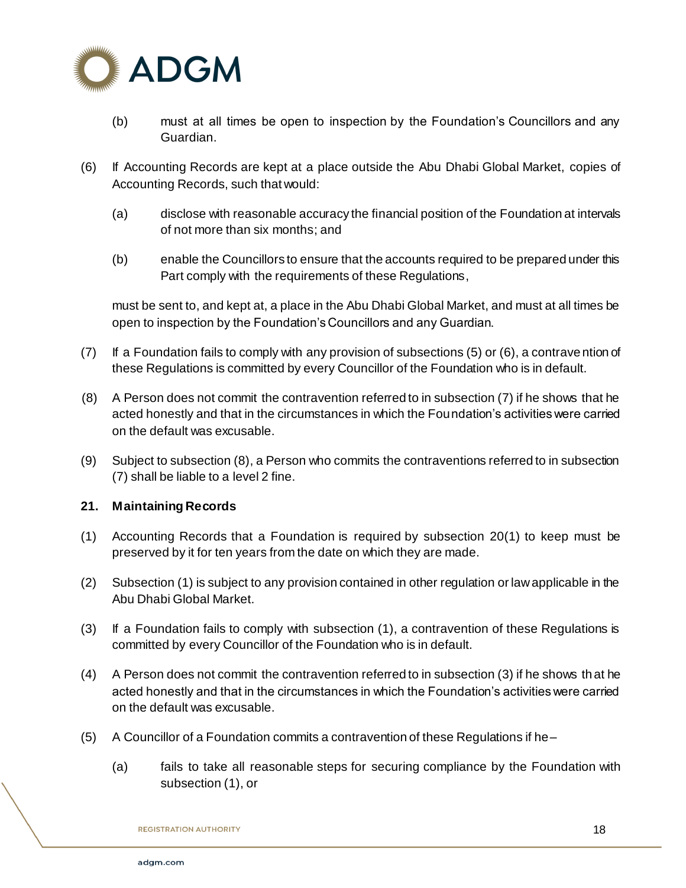(b) must at all times be open to inspection by the Foundation's Councillors and any Guardian.

(6) If Accounting Records are kept at a place outside the Abu Dhabi Global Market, copies of Accounting Records, such that would:

(a) disclose with reasonable accuracy the financial position of the Foundation at intervals of not more than six months; and

(b) enable the Councillors to ensure that the accounts required to be prepared under this Part comply with the requirements of these Regulations,

must be sent to, and kept at, a place in the Abu Dhabi Global Market, and must at all times be open to inspection by the Foundation's Councillors and any Guardian.

(7) If a Foundation fails to comply with any provision of subsections (5) or (6), a contravention of these Regulations is committed by every Councillor of the Foundation who is in default.

(8) A Person does not commit the contravention referred to in subsection (7) if he shows that he acted honestly and that in the circumstances in which the Foundation's activities were carried on the default was excusable.

(9) Subject to subsection (8), a Person who commits the contraventions referred to in subsection (7) shall be liable to a level 2 fine.

### 21. Maintaining Records

(1) Accounting Records that a Foundation is required by subsection 20(1) to keep must be preserved by it for ten years from the date on which they are made.

(2) Subsection (1) is subject to any provision contained in other regulation or law applicable in the Abu Dhabi Global Market.

(3) If a Foundation fails to comply with subsection (1), a contravention of these Regulations is committed by every Councillor of the Foundation who is in default.

(4) A Person does not commit the contravention referred to in subsection (3) if he shows that he acted honestly and that in the circumstances in which the Foundation's activities were carried on the default was excusable.

(5) A Councillor of a Foundation commits a contravention of these Regulations if he –

(a) fails to take all reasonable steps for securing compliance by the Foundation with subsection (1), or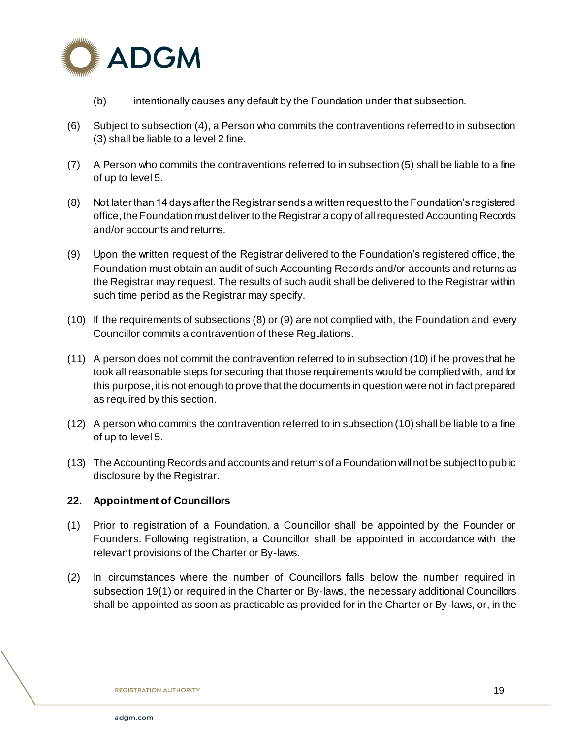(b) intentionally causes any default by the Foundation under that subsection.

(6) Subject to subsection (4), a Person who commits the contraventions referred to in subsection (3) shall be liable to a level 2 fine.

(7) A Person who commits the contraventions referred to in subsection (5) shall be liable to a fine of up to level 5.

(8) Not later than 14 days after the Registrar sends a written request to the Foundation's registered office, the Foundation must deliver to the Registrar a copy of all requested Accounting Records and/or accounts and returns.

(9) Upon the written request of the Registrar delivered to the Foundation's registered office, the Foundation must obtain an audit of such Accounting Records and/or accounts and returns as the Registrar may request. The results of such audit shall be delivered to the Registrar within such time period as the Registrar may specify.

(10) If the requirements of subsections (8) or (9) are not complied with, the Foundation and every Councillor commits a contravention of these Regulations.

(11) A person does not commit the contravention referred to in subsection (10) if he proves that he took all reasonable steps for securing that those requirements would be complied with, and for this purpose, it is not enough to prove that the documents in question were not in fact prepared as required by this section.

(12) A person who commits the contravention referred to in subsection (10) shall be liable to a fine of up to level 5.

(13) The Accounting Records and accounts and returns of a Foundation will not be subject to public disclosure by the Registrar.

**22. Appointment of Councillors**

(1) Prior to registration of a Foundation, a Councillor shall be appointed by the Founder or Founders. Following registration, a Councillor shall be appointed in accordance with the relevant provisions of the Charter or By-laws.

(2) In circumstances where the number of Councillors falls below the number required in subsection 19(1) or required in the Charter or By-laws, the necessary additional Councillors shall be appointed as soon as practicable as provided for in the Charter or By-laws, or, in the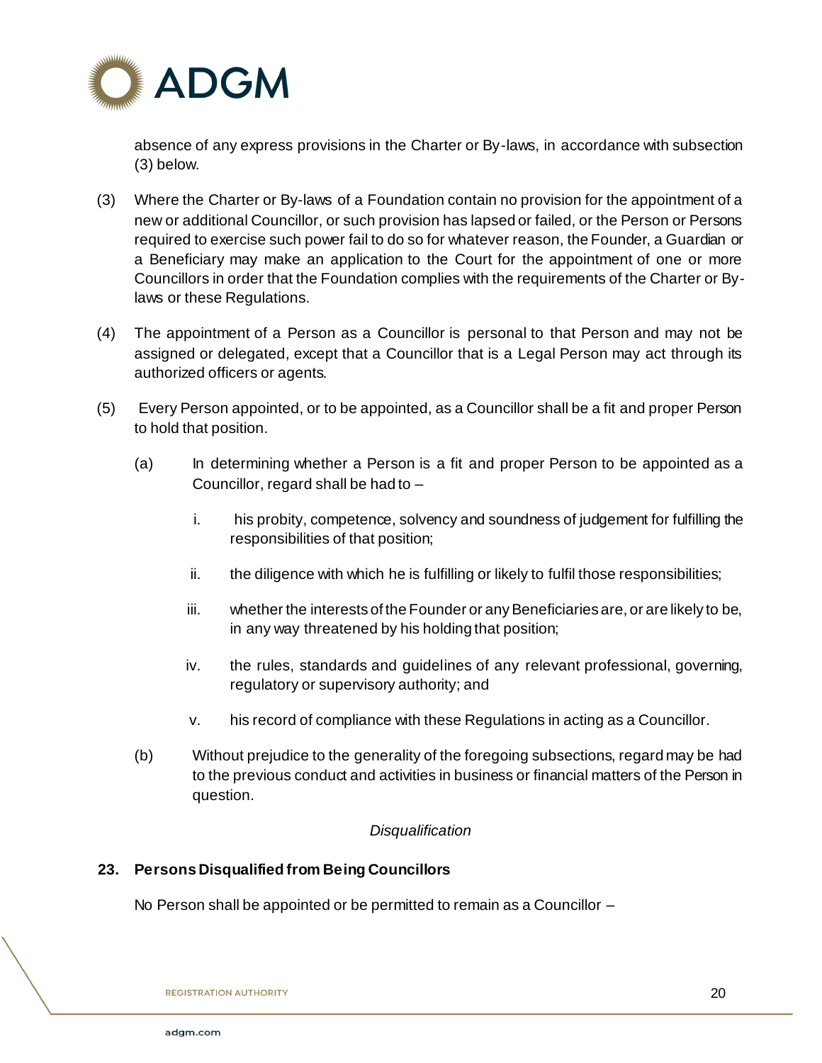absence of any express provisions in the Charter or By-laws, in accordance with subsection (3) below.

(3) Where the Charter or By-laws of a Foundation contain no provision for the appointment of a new or additional Councillor, or such provision has lapsed or failed, or the Person or Persons required to exercise such power fail to do so for whatever reason, the Founder, a Guardian or a Beneficiary may make an application to the Court for the appointment of one or more Councillors in order that the Foundation complies with the requirements of the Charter or By-laws or these Regulations.

(4) The appointment of a Person as a Councillor is personal to that Person and may not be assigned or delegated, except that a Councillor that is a Legal Person may act through its authorized officers or agents.

(5) Every Person appointed, or to be appointed, as a Councillor shall be a fit and proper Person to hold that position.

(a) In determining whether a Person is a fit and proper Person to be appointed as a Councillor, regard shall be had to –

i. his probity, competence, solvency and soundness of judgement for fulfilling the responsibilities of that position;

ii. the diligence with which he is fulfilling or likely to fulfil those responsibilities;

iii. whether the interests of the Founder or any Beneficiaries are, or are likely to be, in any way threatened by his holding that position;

iv. the rules, standards and guidelines of any relevant professional, governing, regulatory or supervisory authority; and

v. his record of compliance with these Regulations in acting as a Councillor.

(b) Without prejudice to the generality of the foregoing subsections, regard may be had to the previous conduct and activities in business or financial matters of the Person in question.

*Disqualification*

**23. Persons Disqualified from Being Councillors**

No Person shall be appointed or be permitted to remain as a Councillor –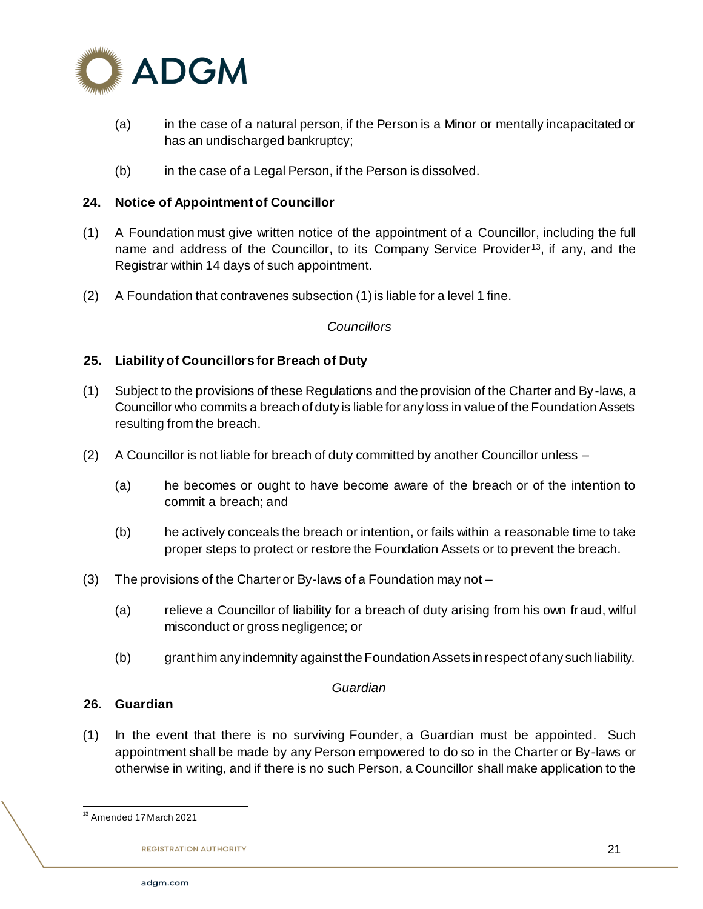(a) in the case of a natural person, if the Person is a Minor or mentally incapacitated or has an undischarged bankruptcy;

(b) in the case of a Legal Person, if the Person is dissolved.

**24. Notice of Appointment of Councillor**

(1) A Foundation must give written notice of the appointment of a Councillor, including the full name and address of the Councillor, to its Company Service Provider[13], if any, and the Registrar within 14 days of such appointment.

(2) A Foundation that contravenes subsection (1) is liable for a level 1 fine.

*Councillors*

**25. Liability of Councillors for Breach of Duty**

(1) Subject to the provisions of these Regulations and the provision of the Charter and By-laws, a Councillor who commits a breach of duty is liable for any loss in value of the Foundation Assets resulting from the breach.

(2) A Councillor is not liable for breach of duty committed by another Councillor unless –

(a) he becomes or ought to have become aware of the breach or of the intention to commit a breach; and

(b) he actively conceals the breach or intention, or fails within a reasonable time to take proper steps to protect or restore the Foundation Assets or to prevent the breach.

(3) The provisions of the Charter or By-laws of a Foundation may not –

(a) relieve a Councillor of liability for a breach of duty arising from his own fraud, wilful misconduct or gross negligence; or

(b) grant him any indemnity against the Foundation Assets in respect of any such liability.

*Guardian*

**26. Guardian**

(1) In the event that there is no surviving Founder, a Guardian must be appointed. Such appointment shall be made by any Person empowered to do so in the Charter or By-laws or otherwise in writing, and if there is no such Person, a Councillor shall make application to the

---

[13] Amended 17 March 2021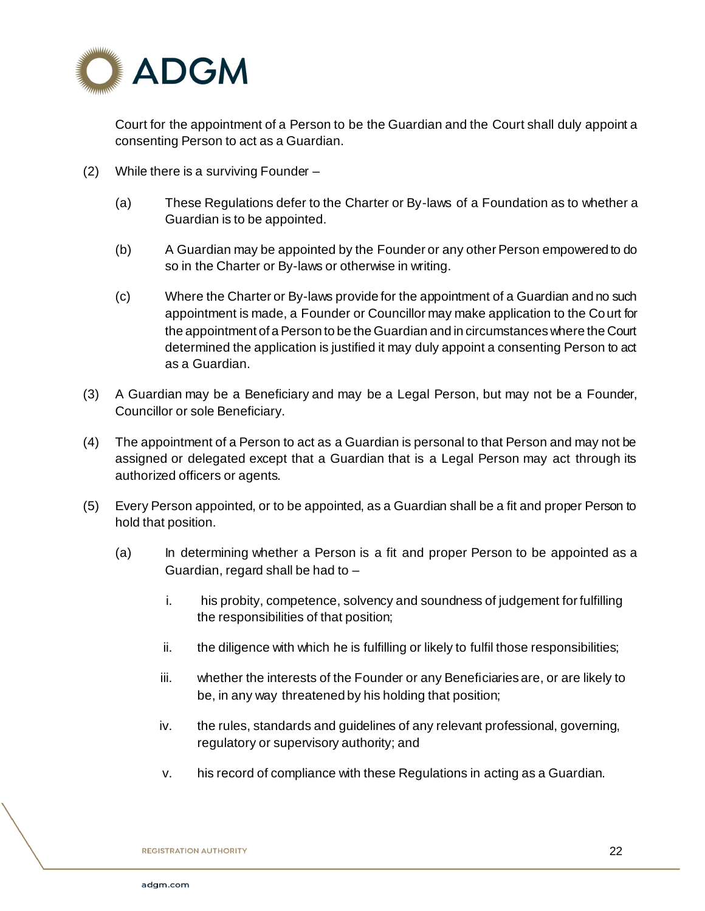Court for the appointment of a Person to be the Guardian and the Court shall duly appoint a consenting Person to act as a Guardian.

(2) While there is a surviving Founder –

(a) These Regulations defer to the Charter or By-laws of a Foundation as to whether a Guardian is to be appointed.

(b) A Guardian may be appointed by the Founder or any other Person empowered to do so in the Charter or By-laws or otherwise in writing.

(c) Where the Charter or By-laws provide for the appointment of a Guardian and no such appointment is made, a Founder or Councillor may make application to the Court for the appointment of a Person to be the Guardian and in circumstances where the Court determined the application is justified it may duly appoint a consenting Person to act as a Guardian.

(3) A Guardian may be a Beneficiary and may be a Legal Person, but may not be a Founder, Councillor or sole Beneficiary.

(4) The appointment of a Person to act as a Guardian is personal to that Person and may not be assigned or delegated except that a Guardian that is a Legal Person may act through its authorized officers or agents.

(5) Every Person appointed, or to be appointed, as a Guardian shall be a fit and proper Person to hold that position.

(a) In determining whether a Person is a fit and proper Person to be appointed as a Guardian, regard shall be had to –

i. his probity, competence, solvency and soundness of judgement for fulfilling the responsibilities of that position;

ii. the diligence with which he is fulfilling or likely to fulfil those responsibilities;

iii. whether the interests of the Founder or any Beneficiaries are, or are likely to be, in any way threatened by his holding that position;

iv. the rules, standards and guidelines of any relevant professional, governing, regulatory or supervisory authority; and

v. his record of compliance with these Regulations in acting as a Guardian.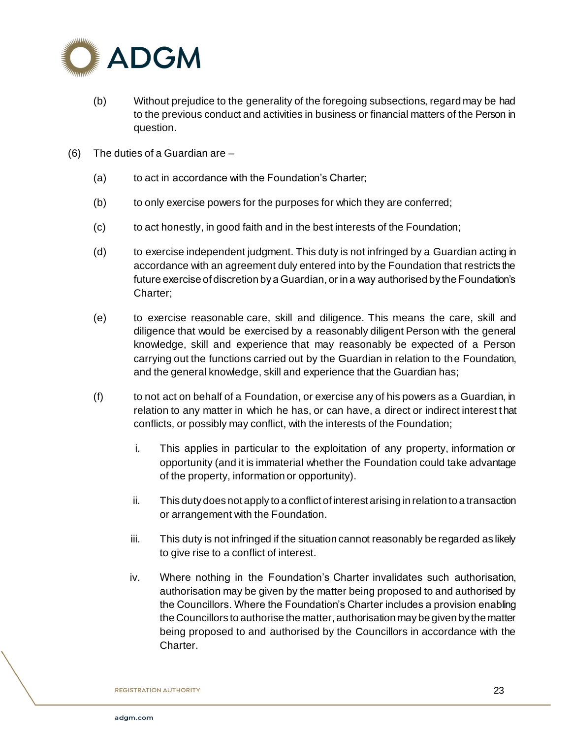(b) Without prejudice to the generality of the foregoing subsections, regard may be had to the previous conduct and activities in business or financial matters of the Person in question.

(6) The duties of a Guardian are –

(a) to act in accordance with the Foundation's Charter;

(b) to only exercise powers for the purposes for which they are conferred;

(c) to act honestly, in good faith and in the best interests of the Foundation;

(d) to exercise independent judgment. This duty is not infringed by a Guardian acting in accordance with an agreement duly entered into by the Foundation that restricts the future exercise of discretion by a Guardian, or in a way authorised by the Foundation's Charter;

(e) to exercise reasonable care, skill and diligence. This means the care, skill and diligence that would be exercised by a reasonably diligent Person with the general knowledge, skill and experience that may reasonably be expected of a Person carrying out the functions carried out by the Guardian in relation to the Foundation, and the general knowledge, skill and experience that the Guardian has;

(f) to not act on behalf of a Foundation, or exercise any of his powers as a Guardian, in relation to any matter in which he has, or can have, a direct or indirect interest that conflicts, or possibly may conflict, with the interests of the Foundation;

i. This applies in particular to the exploitation of any property, information or opportunity (and it is immaterial whether the Foundation could take advantage of the property, information or opportunity).

ii. This duty does not apply to a conflict of interest arising in relation to a transaction or arrangement with the Foundation.

iii. This duty is not infringed if the situation cannot reasonably be regarded as likely to give rise to a conflict of interest.

iv. Where nothing in the Foundation's Charter invalidates such authorisation, authorisation may be given by the matter being proposed to and authorised by the Councillors. Where the Foundation's Charter includes a provision enabling the Councillors to authorise the matter, authorisation may be given by the matter being proposed to and authorised by the Councillors in accordance with the Charter.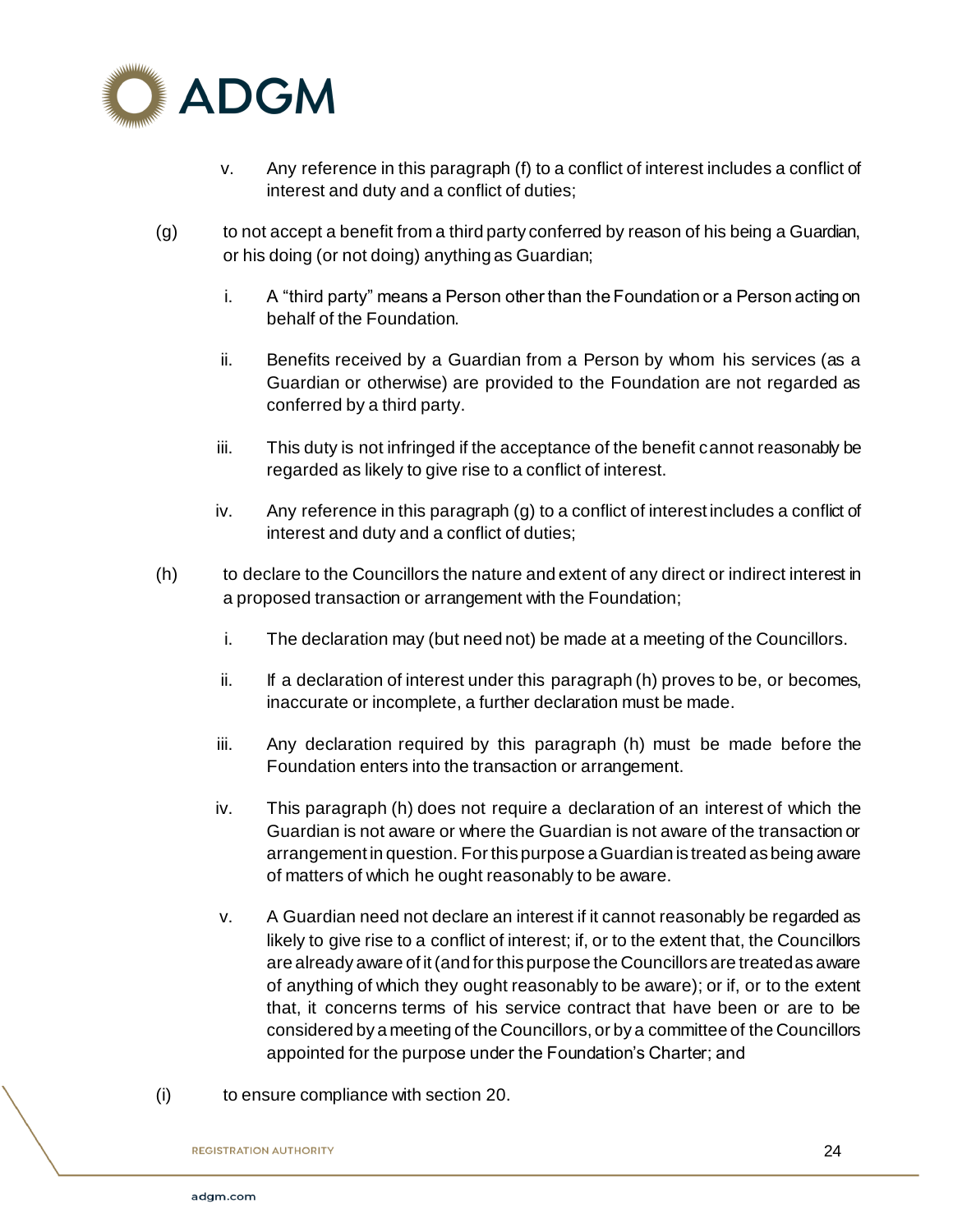v. Any reference in this paragraph (f) to a conflict of interest includes a conflict of interest and duty and a conflict of duties;

(g) to not accept a benefit from a third party conferred by reason of his being a Guardian, or his doing (or not doing) anything as Guardian;

i. A "third party" means a Person other than the Foundation or a Person acting on behalf of the Foundation.

ii. Benefits received by a Guardian from a Person by whom his services (as a Guardian or otherwise) are provided to the Foundation are not regarded as conferred by a third party.

iii. This duty is not infringed if the acceptance of the benefit cannot reasonably be regarded as likely to give rise to a conflict of interest.

iv. Any reference in this paragraph (g) to a conflict of interest includes a conflict of interest and duty and a conflict of duties;

(h) to declare to the Councillors the nature and extent of any direct or indirect interest in a proposed transaction or arrangement with the Foundation;

i. The declaration may (but need not) be made at a meeting of the Councillors.

ii. If a declaration of interest under this paragraph (h) proves to be, or becomes, inaccurate or incomplete, a further declaration must be made.

iii. Any declaration required by this paragraph (h) must be made before the Foundation enters into the transaction or arrangement.

iv. This paragraph (h) does not require a declaration of an interest of which the Guardian is not aware or where the Guardian is not aware of the transaction or arrangement in question. For this purpose a Guardian is treated as being aware of matters of which he ought reasonably to be aware.

v. A Guardian need not declare an interest if it cannot reasonably be regarded as likely to give rise to a conflict of interest; if, or to the extent that, the Councillors are already aware of it (and for this purpose the Councillors are treated as aware of anything of which they ought reasonably to be aware); or if, or to the extent that, it concerns terms of his service contract that have been or are to be considered by a meeting of the Councillors, or by a committee of the Councillors appointed for the purpose under the Foundation's Charter; and

(i) to ensure compliance with section 20.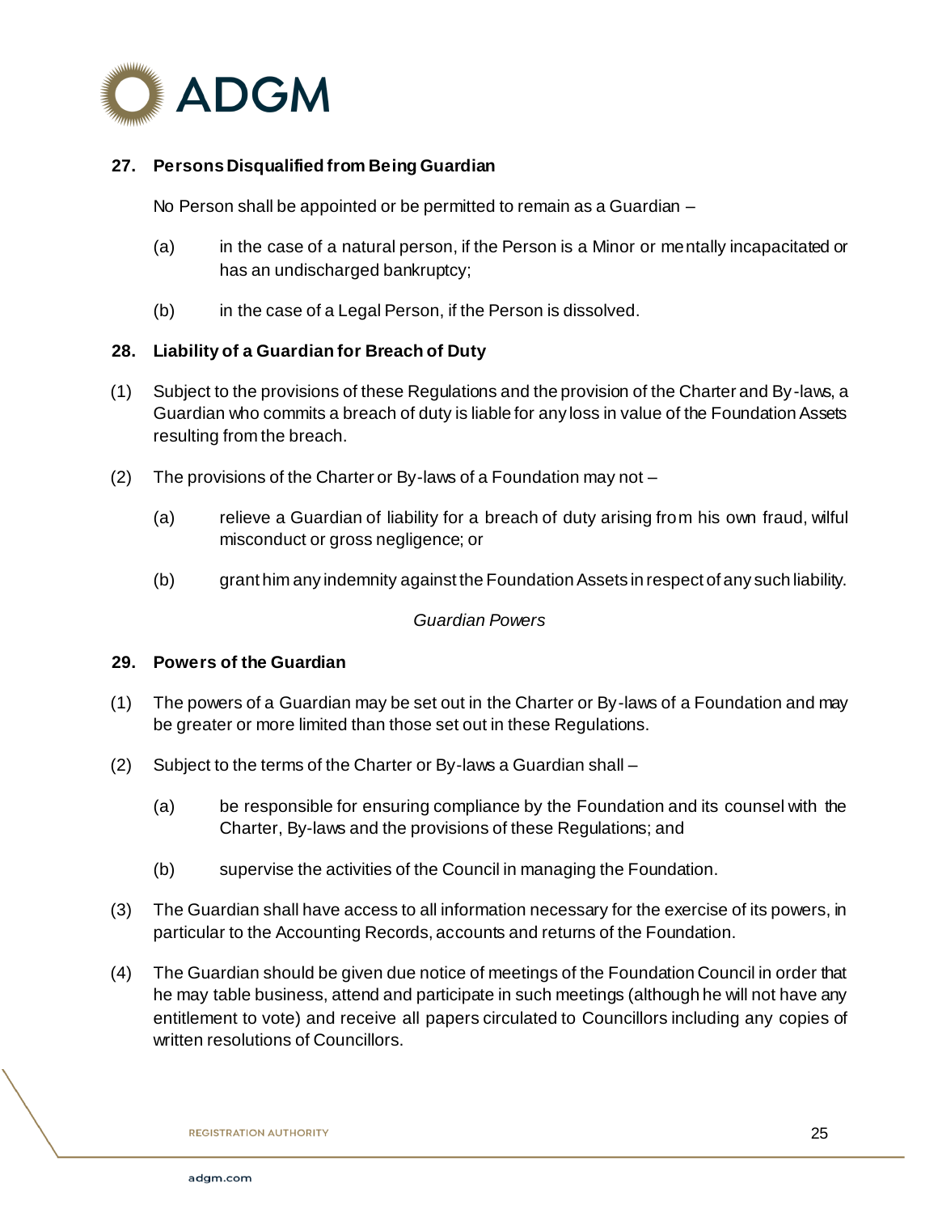### 27. Persons Disqualified from Being Guardian

No Person shall be appointed or be permitted to remain as a Guardian –

(a) in the case of a natural person, if the Person is a Minor or mentally incapacitated or has an undischarged bankruptcy;

(b) in the case of a Legal Person, if the Person is dissolved.

### 28. Liability of a Guardian for Breach of Duty

(1) Subject to the provisions of these Regulations and the provision of the Charter and By-laws, a Guardian who commits a breach of duty is liable for any loss in value of the Foundation Assets resulting from the breach.

(2) The provisions of the Charter or By-laws of a Foundation may not –

(a) relieve a Guardian of liability for a breach of duty arising from his own fraud, wilful misconduct or gross negligence; or

(b) grant him any indemnity against the Foundation Assets in respect of any such liability.

*Guardian Powers*

### 29. Powers of the Guardian

(1) The powers of a Guardian may be set out in the Charter or By-laws of a Foundation and may be greater or more limited than those set out in these Regulations.

(2) Subject to the terms of the Charter or By-laws a Guardian shall –

(a) be responsible for ensuring compliance by the Foundation and its counsel with the Charter, By-laws and the provisions of these Regulations; and

(b) supervise the activities of the Council in managing the Foundation.

(3) The Guardian shall have access to all information necessary for the exercise of its powers, in particular to the Accounting Records, accounts and returns of the Foundation.

(4) The Guardian should be given due notice of meetings of the Foundation Council in order that he may table business, attend and participate in such meetings (although he will not have any entitlement to vote) and receive all papers circulated to Councillors including any copies of written resolutions of Councillors.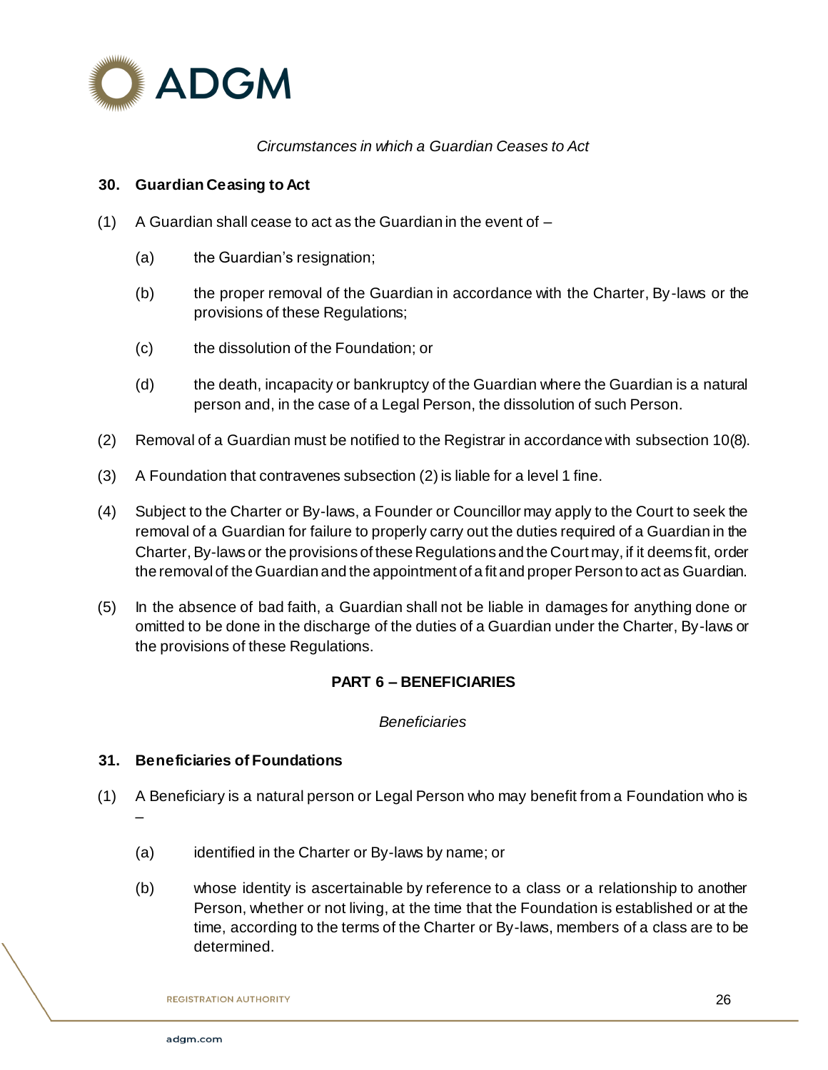*Circumstances in which a Guardian Ceases to Act*

**30. Guardian Ceasing to Act**

(1) A Guardian shall cease to act as the Guardian in the event of –

(a) the Guardian's resignation;

(b) the proper removal of the Guardian in accordance with the Charter, By-laws or the provisions of these Regulations;

(c) the dissolution of the Foundation; or

(d) the death, incapacity or bankruptcy of the Guardian where the Guardian is a natural person and, in the case of a Legal Person, the dissolution of such Person.

(2) Removal of a Guardian must be notified to the Registrar in accordance with subsection 10(8).

(3) A Foundation that contravenes subsection (2) is liable for a level 1 fine.

(4) Subject to the Charter or By-laws, a Founder or Councillor may apply to the Court to seek the removal of a Guardian for failure to properly carry out the duties required of a Guardian in the Charter, By-laws or the provisions of these Regulations and the Court may, if it deems fit, order the removal of the Guardian and the appointment of a fit and proper Person to act as Guardian.

(5) In the absence of bad faith, a Guardian shall not be liable in damages for anything done or omitted to be done in the discharge of the duties of a Guardian under the Charter, By-laws or the provisions of these Regulations.

## PART 6 – BENEFICIARIES

*Beneficiaries*

**31. Beneficiaries of Foundations**

(1) A Beneficiary is a natural person or Legal Person who may benefit from a Foundation who is –

(a) identified in the Charter or By-laws by name; or

(b) whose identity is ascertainable by reference to a class or a relationship to another Person, whether or not living, at the time that the Foundation is established or at the time, according to the terms of the Charter or By-laws, members of a class are to be determined.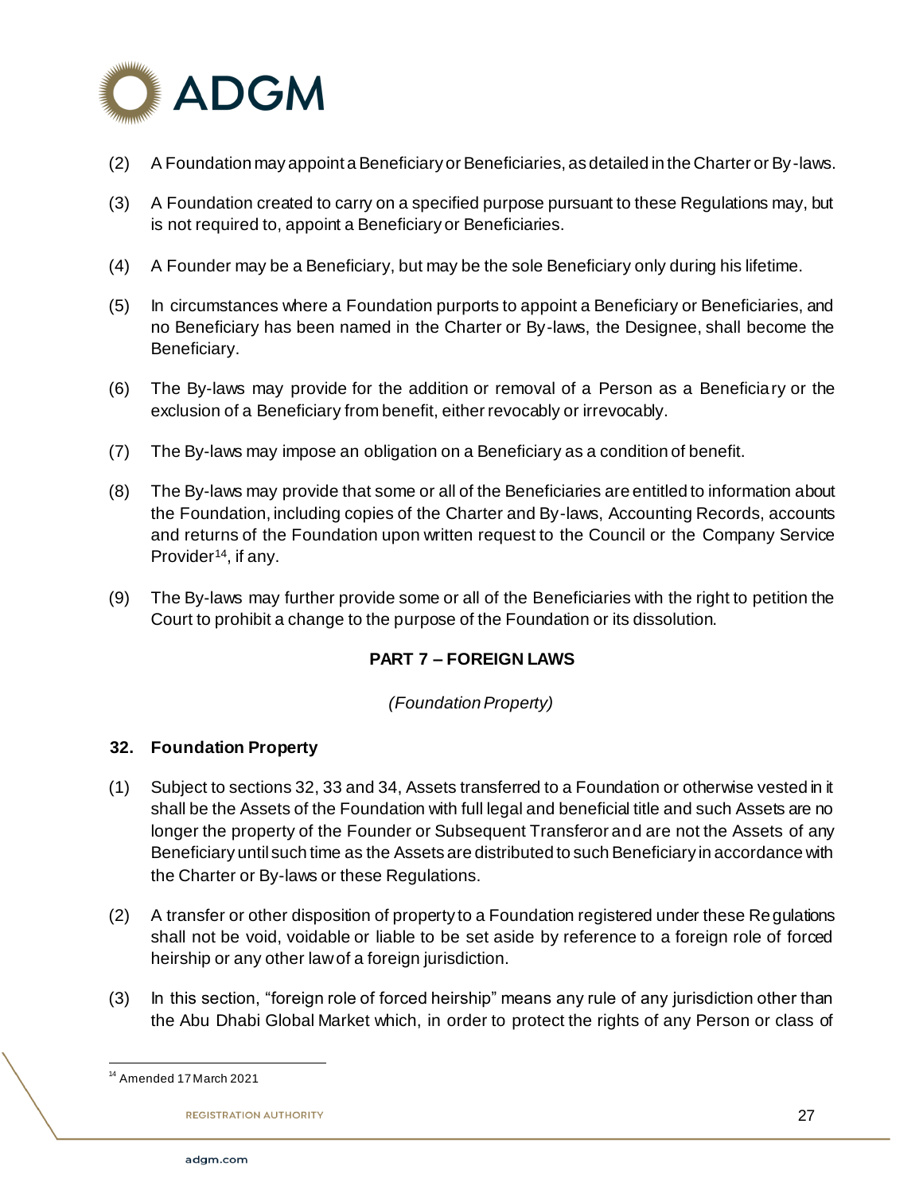(2) A Foundation may appoint a Beneficiary or Beneficiaries, as detailed in the Charter or By-laws.

(3) A Foundation created to carry on a specified purpose pursuant to these Regulations may, but is not required to, appoint a Beneficiary or Beneficiaries.

(4) A Founder may be a Beneficiary, but may be the sole Beneficiary only during his lifetime.

(5) In circumstances where a Foundation purports to appoint a Beneficiary or Beneficiaries, and no Beneficiary has been named in the Charter or By-laws, the Designee, shall become the Beneficiary.

(6) The By-laws may provide for the addition or removal of a Person as a Beneficiary or the exclusion of a Beneficiary from benefit, either revocably or irrevocably.

(7) The By-laws may impose an obligation on a Beneficiary as a condition of benefit.

(8) The By-laws may provide that some or all of the Beneficiaries are entitled to information about the Foundation, including copies of the Charter and By-laws, Accounting Records, accounts and returns of the Foundation upon written request to the Council or the Company Service Provider[14], if any.

(9) The By-laws may further provide some or all of the Beneficiaries with the right to petition the Court to prohibit a change to the purpose of the Foundation or its dissolution.

## PART 7 – FOREIGN LAWS

*(Foundation Property)*

### 32. Foundation Property

(1) Subject to sections 32, 33 and 34, Assets transferred to a Foundation or otherwise vested in it shall be the Assets of the Foundation with full legal and beneficial title and such Assets are no longer the property of the Founder or Subsequent Transferor and are not the Assets of any Beneficiary until such time as the Assets are distributed to such Beneficiary in accordance with the Charter or By-laws or these Regulations.

(2) A transfer or other disposition of property to a Foundation registered under these Regulations shall not be void, voidable or liable to be set aside by reference to a foreign role of forced heirship or any other law of a foreign jurisdiction.

(3) In this section, "foreign role of forced heirship" means any rule of any jurisdiction other than the Abu Dhabi Global Market which, in order to protect the rights of any Person or class of

---

[14] Amended 17 March 2021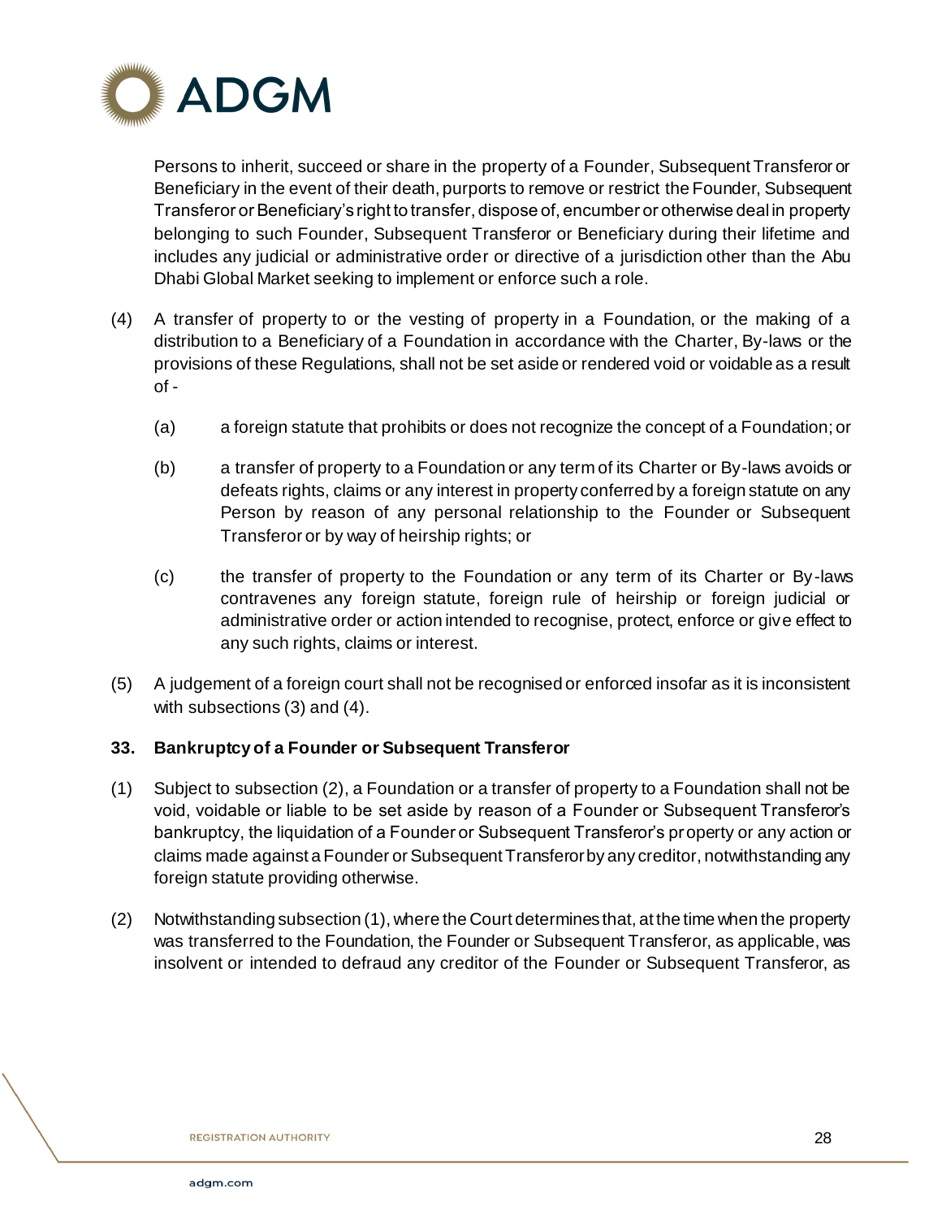Persons to inherit, succeed or share in the property of a Founder, Subsequent Transferor or Beneficiary in the event of their death, purports to remove or restrict the Founder, Subsequent Transferor or Beneficiary's right to transfer, dispose of, encumber or otherwise deal in property belonging to such Founder, Subsequent Transferor or Beneficiary during their lifetime and includes any judicial or administrative order or directive of a jurisdiction other than the Abu Dhabi Global Market seeking to implement or enforce such a role.

(4) A transfer of property to or the vesting of property in a Foundation, or the making of a distribution to a Beneficiary of a Foundation in accordance with the Charter, By-laws or the provisions of these Regulations, shall not be set aside or rendered void or voidable as a result of -

(a) a foreign statute that prohibits or does not recognize the concept of a Foundation; or

(b) a transfer of property to a Foundation or any term of its Charter or By-laws avoids or defeats rights, claims or any interest in property conferred by a foreign statute on any Person by reason of any personal relationship to the Founder or Subsequent Transferor or by way of heirship rights; or

(c) the transfer of property to the Foundation or any term of its Charter or By-laws contravenes any foreign statute, foreign rule of heirship or foreign judicial or administrative order or action intended to recognise, protect, enforce or give effect to any such rights, claims or interest.

(5) A judgement of a foreign court shall not be recognised or enforced insofar as it is inconsistent with subsections (3) and (4).

**33. Bankruptcy of a Founder or Subsequent Transferor**

(1) Subject to subsection (2), a Foundation or a transfer of property to a Foundation shall not be void, voidable or liable to be set aside by reason of a Founder or Subsequent Transferor's bankruptcy, the liquidation of a Founder or Subsequent Transferor's property or any action or claims made against a Founder or Subsequent Transferor by any creditor, notwithstanding any foreign statute providing otherwise.

(2) Notwithstanding subsection (1), where the Court determines that, at the time when the property was transferred to the Foundation, the Founder or Subsequent Transferor, as applicable, was insolvent or intended to defraud any creditor of the Founder or Subsequent Transferor, as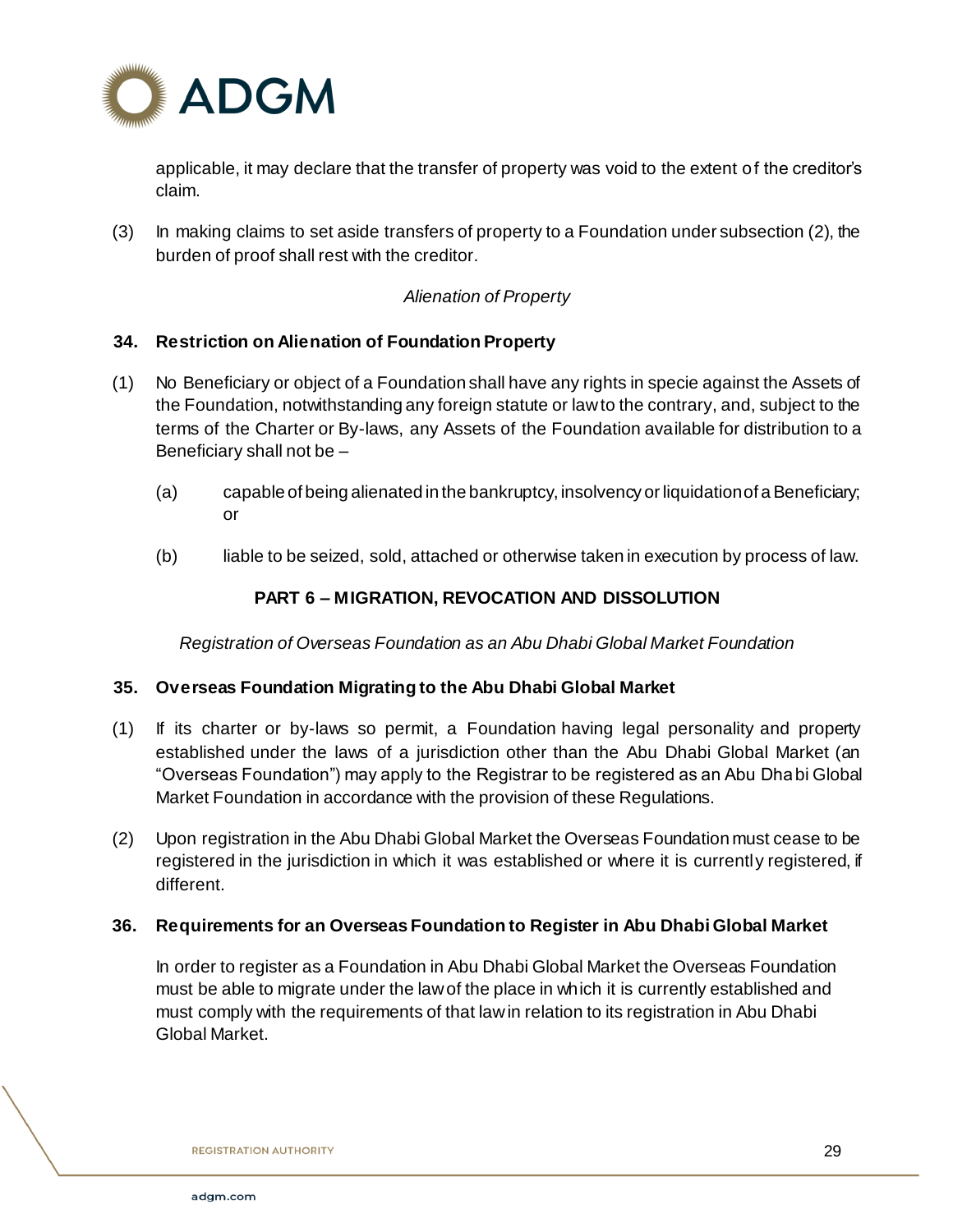applicable, it may declare that the transfer of property was void to the extent of the creditor's claim.

(3) In making claims to set aside transfers of property to a Foundation under subsection (2), the burden of proof shall rest with the creditor.

*Alienation of Property*

**34. Restriction on Alienation of Foundation Property**

(1) No Beneficiary or object of a Foundation shall have any rights in specie against the Assets of the Foundation, notwithstanding any foreign statute or law to the contrary, and, subject to the terms of the Charter or By-laws, any Assets of the Foundation available for distribution to a Beneficiary shall not be –

(a) capable of being alienated in the bankruptcy, insolvency or liquidation of a Beneficiary; or

(b) liable to be seized, sold, attached or otherwise taken in execution by process of law.

## PART 6 – MIGRATION, REVOCATION AND DISSOLUTION

*Registration of Overseas Foundation as an Abu Dhabi Global Market Foundation*

**35. Overseas Foundation Migrating to the Abu Dhabi Global Market**

(1) If its charter or by-laws so permit, a Foundation having legal personality and property established under the laws of a jurisdiction other than the Abu Dhabi Global Market (an "Overseas Foundation") may apply to the Registrar to be registered as an Abu Dhabi Global Market Foundation in accordance with the provision of these Regulations.

(2) Upon registration in the Abu Dhabi Global Market the Overseas Foundation must cease to be registered in the jurisdiction in which it was established or where it is currently registered, if different.

**36. Requirements for an Overseas Foundation to Register in Abu Dhabi Global Market**

In order to register as a Foundation in Abu Dhabi Global Market the Overseas Foundation must be able to migrate under the law of the place in which it is currently established and must comply with the requirements of that law in relation to its registration in Abu Dhabi Global Market.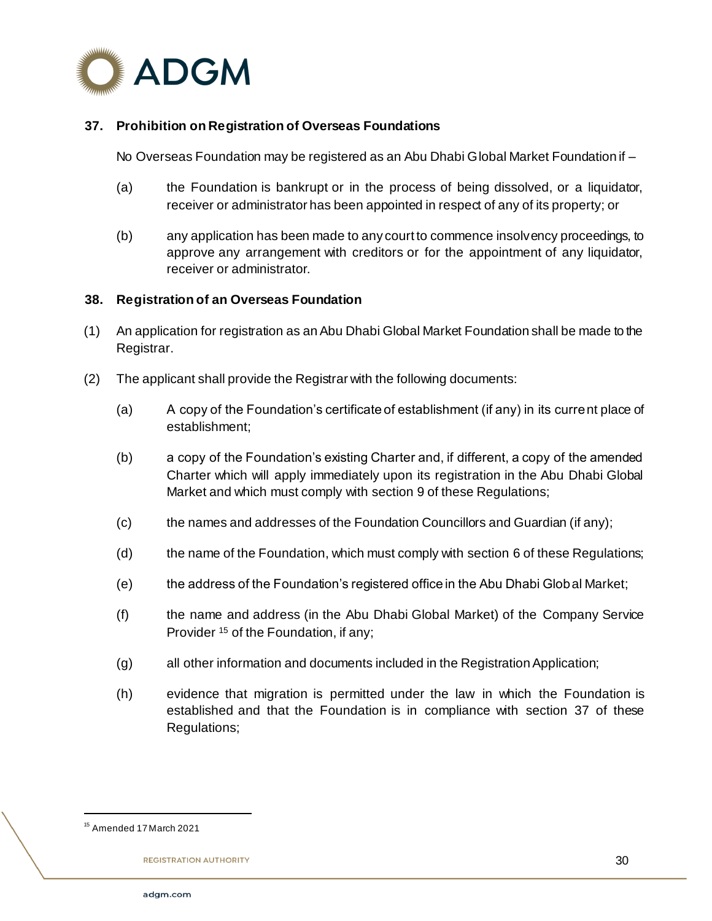### 37. Prohibition on Registration of Overseas Foundations

No Overseas Foundation may be registered as an Abu Dhabi Global Market Foundation if –

(a) the Foundation is bankrupt or in the process of being dissolved, or a liquidator, receiver or administrator has been appointed in respect of any of its property; or

(b) any application has been made to any court to commence insolvency proceedings, to approve any arrangement with creditors or for the appointment of any liquidator, receiver or administrator.

### 38. Registration of an Overseas Foundation

(1) An application for registration as an Abu Dhabi Global Market Foundation shall be made to the Registrar.

(2) The applicant shall provide the Registrar with the following documents:

(a) A copy of the Foundation's certificate of establishment (if any) in its current place of establishment;

(b) a copy of the Foundation's existing Charter and, if different, a copy of the amended Charter which will apply immediately upon its registration in the Abu Dhabi Global Market and which must comply with section 9 of these Regulations;

(c) the names and addresses of the Foundation Councillors and Guardian (if any);

(d) the name of the Foundation, which must comply with section 6 of these Regulations;

(e) the address of the Foundation's registered office in the Abu Dhabi Global Market;

(f) the name and address (in the Abu Dhabi Global Market) of the Company Service Provider [15] of the Foundation, if any;

(g) all other information and documents included in the Registration Application;

(h) evidence that migration is permitted under the law in which the Foundation is established and that the Foundation is in compliance with section 37 of these Regulations;

---

[15] Amended 17 March 2021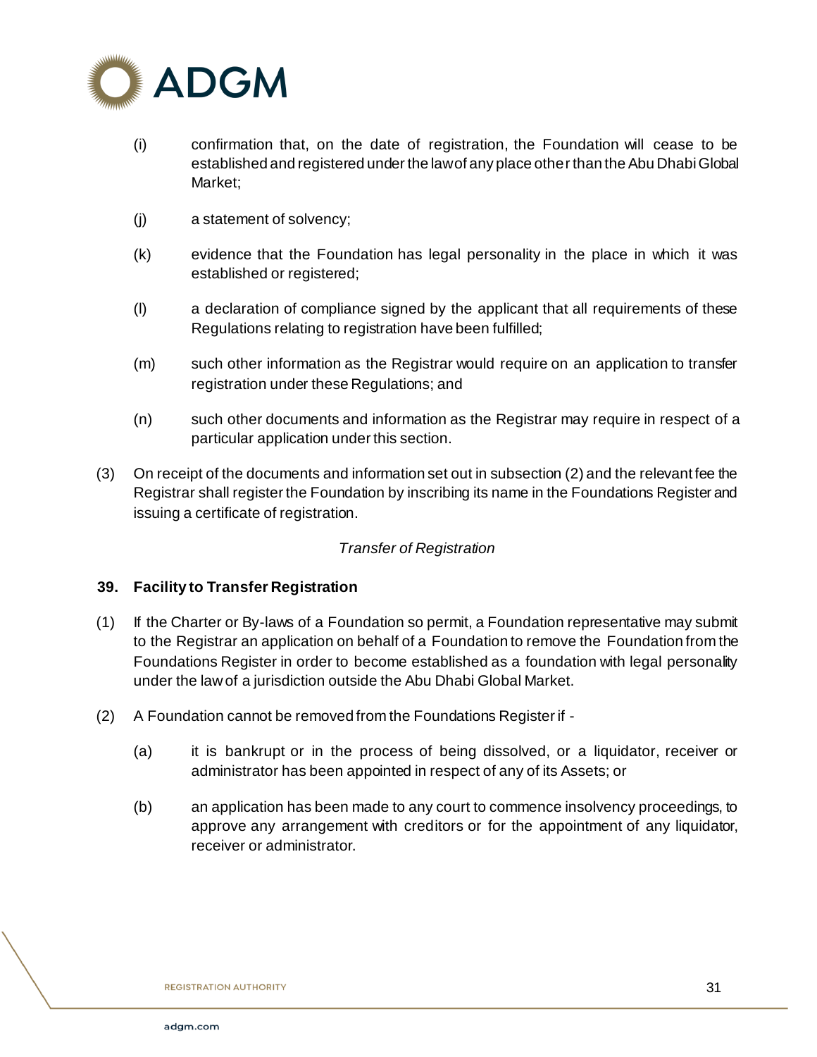(i) confirmation that, on the date of registration, the Foundation will cease to be established and registered under the law of any place other than the Abu Dhabi Global Market;

(j) a statement of solvency;

(k) evidence that the Foundation has legal personality in the place in which it was established or registered;

(l) a declaration of compliance signed by the applicant that all requirements of these Regulations relating to registration have been fulfilled;

(m) such other information as the Registrar would require on an application to transfer registration under these Regulations; and

(n) such other documents and information as the Registrar may require in respect of a particular application under this section.

(3) On receipt of the documents and information set out in subsection (2) and the relevant fee the Registrar shall register the Foundation by inscribing its name in the Foundations Register and issuing a certificate of registration.

*Transfer of Registration*

**39. Facility to Transfer Registration**

(1) If the Charter or By-laws of a Foundation so permit, a Foundation representative may submit to the Registrar an application on behalf of a Foundation to remove the Foundation from the Foundations Register in order to become established as a foundation with legal personality under the law of a jurisdiction outside the Abu Dhabi Global Market.

(2) A Foundation cannot be removed from the Foundations Register if -

(a) it is bankrupt or in the process of being dissolved, or a liquidator, receiver or administrator has been appointed in respect of any of its Assets; or

(b) an application has been made to any court to commence insolvency proceedings, to approve any arrangement with creditors or for the appointment of any liquidator, receiver or administrator.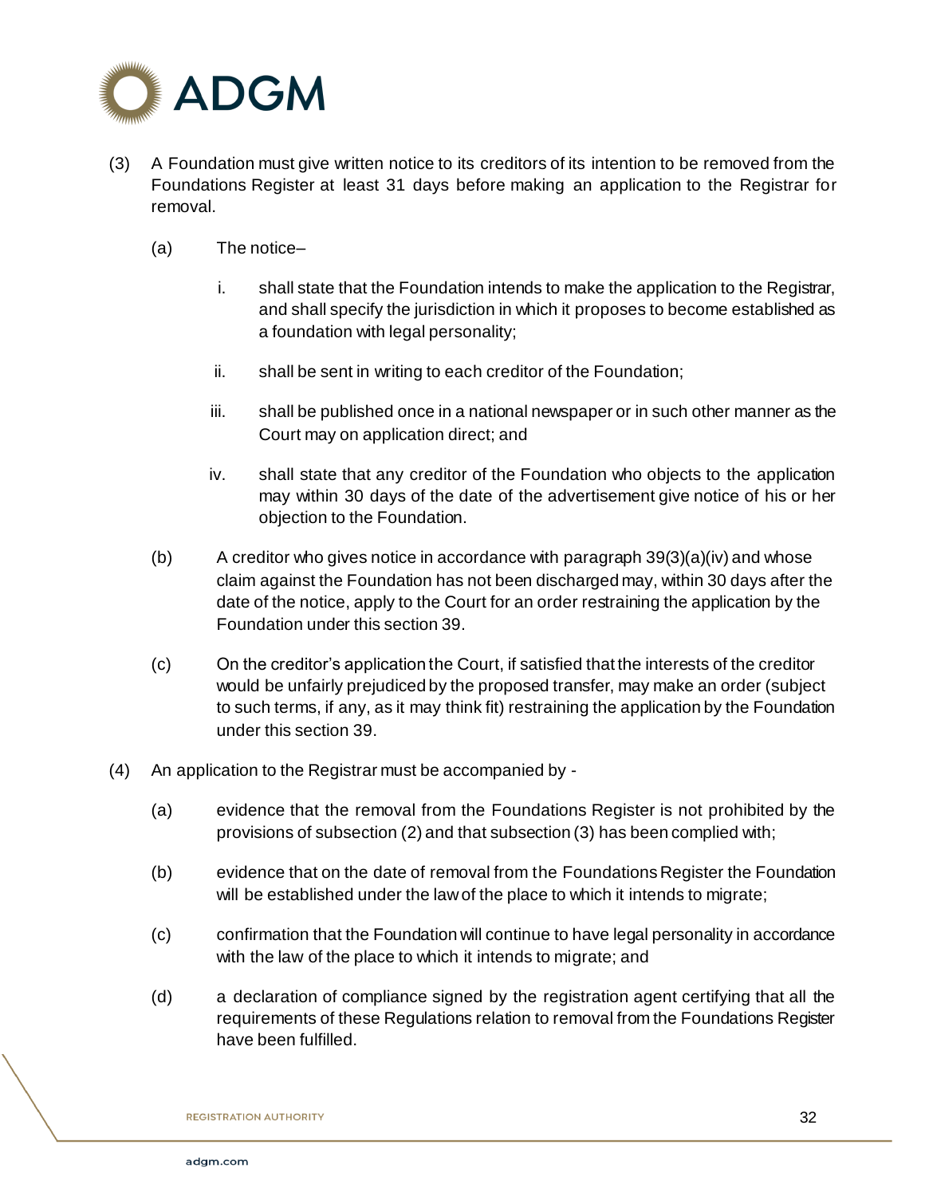(3) A Foundation must give written notice to its creditors of its intention to be removed from the Foundations Register at least 31 days before making an application to the Registrar for removal.

(a) The notice–

i. shall state that the Foundation intends to make the application to the Registrar, and shall specify the jurisdiction in which it proposes to become established as a foundation with legal personality;

ii. shall be sent in writing to each creditor of the Foundation;

iii. shall be published once in a national newspaper or in such other manner as the Court may on application direct; and

iv. shall state that any creditor of the Foundation who objects to the application may within 30 days of the date of the advertisement give notice of his or her objection to the Foundation.

(b) A creditor who gives notice in accordance with paragraph 39(3)(a)(iv) and whose claim against the Foundation has not been discharged may, within 30 days after the date of the notice, apply to the Court for an order restraining the application by the Foundation under this section 39.

(c) On the creditor's application the Court, if satisfied that the interests of the creditor would be unfairly prejudiced by the proposed transfer, may make an order (subject to such terms, if any, as it may think fit) restraining the application by the Foundation under this section 39.

(4) An application to the Registrar must be accompanied by -

(a) evidence that the removal from the Foundations Register is not prohibited by the provisions of subsection (2) and that subsection (3) has been complied with;

(b) evidence that on the date of removal from the Foundations Register the Foundation will be established under the law of the place to which it intends to migrate;

(c) confirmation that the Foundation will continue to have legal personality in accordance with the law of the place to which it intends to migrate; and

(d) a declaration of compliance signed by the registration agent certifying that all the requirements of these Regulations relation to removal from the Foundations Register have been fulfilled.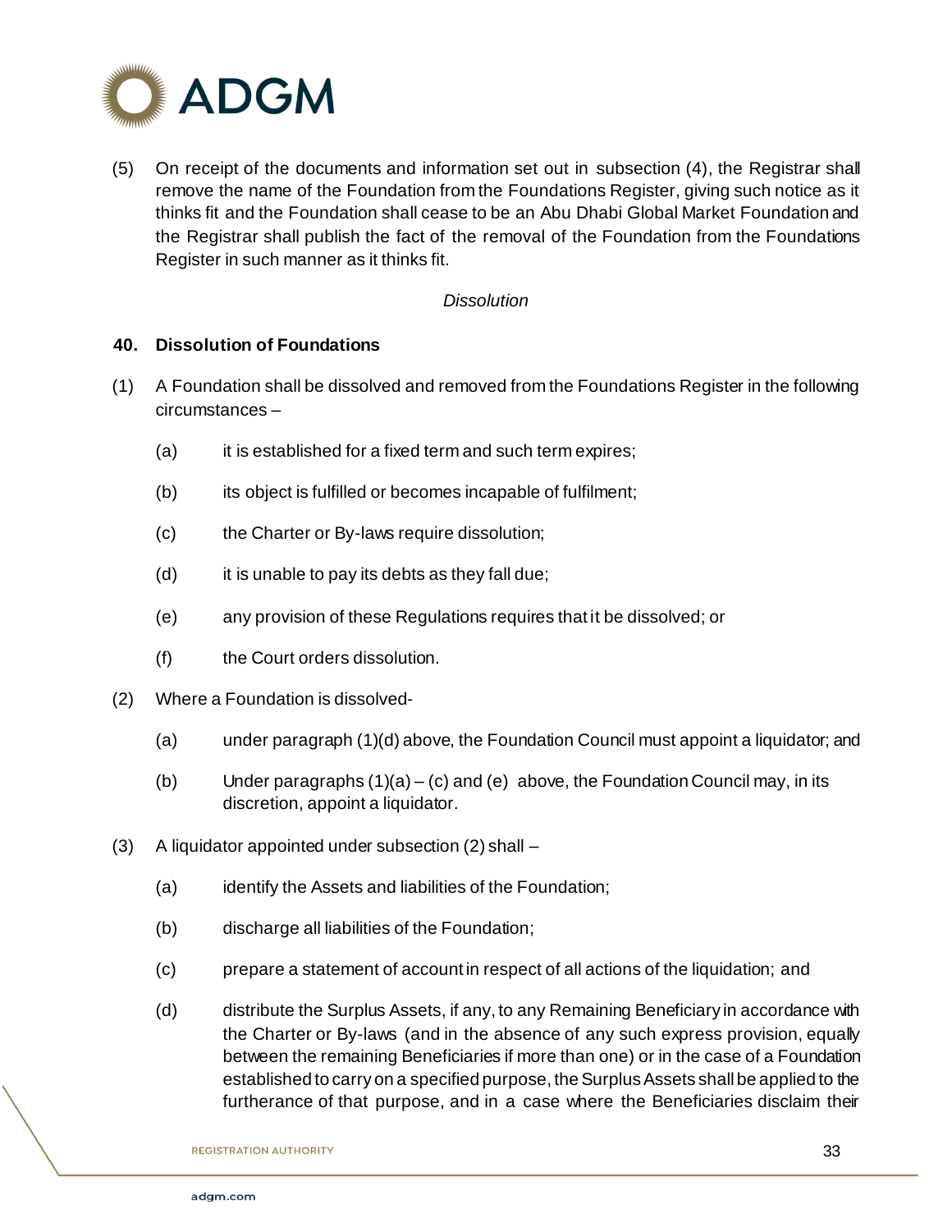(5) On receipt of the documents and information set out in subsection (4), the Registrar shall remove the name of the Foundation from the Foundations Register, giving such notice as it thinks fit and the Foundation shall cease to be an Abu Dhabi Global Market Foundation and the Registrar shall publish the fact of the removal of the Foundation from the Foundations Register in such manner as it thinks fit.

*Dissolution*

**40. Dissolution of Foundations**

(1) A Foundation shall be dissolved and removed from the Foundations Register in the following circumstances –

(a) it is established for a fixed term and such term expires;

(b) its object is fulfilled or becomes incapable of fulfilment;

(c) the Charter or By-laws require dissolution;

(d) it is unable to pay its debts as they fall due;

(e) any provision of these Regulations requires that it be dissolved; or

(f) the Court orders dissolution.

(2) Where a Foundation is dissolved-

(a) under paragraph (1)(d) above, the Foundation Council must appoint a liquidator; and

(b) Under paragraphs (1)(a) – (c) and (e) above, the Foundation Council may, in its discretion, appoint a liquidator.

(3) A liquidator appointed under subsection (2) shall –

(a) identify the Assets and liabilities of the Foundation;

(b) discharge all liabilities of the Foundation;

(c) prepare a statement of account in respect of all actions of the liquidation; and

(d) distribute the Surplus Assets, if any, to any Remaining Beneficiary in accordance with the Charter or By-laws (and in the absence of any such express provision, equally between the remaining Beneficiaries if more than one) or in the case of a Foundation established to carry on a specified purpose, the Surplus Assets shall be applied to the furtherance of that purpose, and in a case where the Beneficiaries disclaim their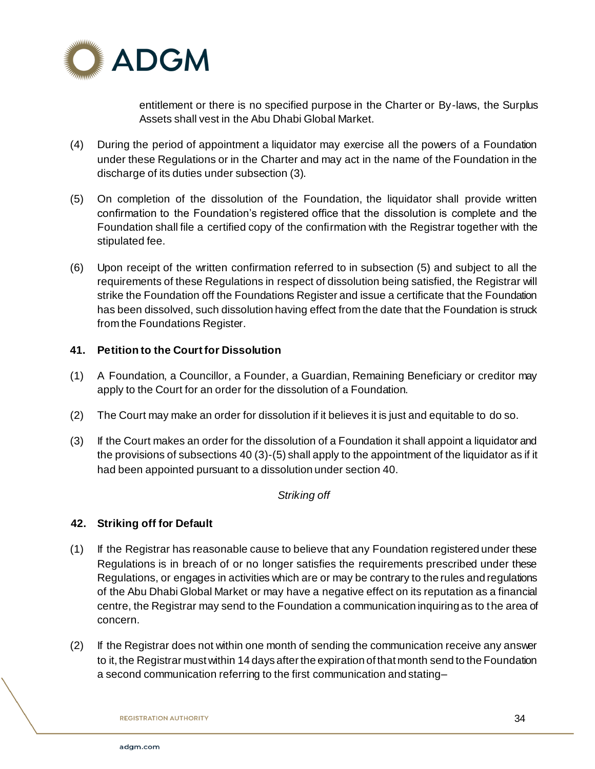entitlement or there is no specified purpose in the Charter or By-laws, the Surplus Assets shall vest in the Abu Dhabi Global Market.

(4) During the period of appointment a liquidator may exercise all the powers of a Foundation under these Regulations or in the Charter and may act in the name of the Foundation in the discharge of its duties under subsection (3).

(5) On completion of the dissolution of the Foundation, the liquidator shall provide written confirmation to the Foundation's registered office that the dissolution is complete and the Foundation shall file a certified copy of the confirmation with the Registrar together with the stipulated fee.

(6) Upon receipt of the written confirmation referred to in subsection (5) and subject to all the requirements of these Regulations in respect of dissolution being satisfied, the Registrar will strike the Foundation off the Foundations Register and issue a certificate that the Foundation has been dissolved, such dissolution having effect from the date that the Foundation is struck from the Foundations Register.

### 41. Petition to the Court for Dissolution

(1) A Foundation, a Councillor, a Founder, a Guardian, Remaining Beneficiary or creditor may apply to the Court for an order for the dissolution of a Foundation.

(2) The Court may make an order for dissolution if it believes it is just and equitable to do so.

(3) If the Court makes an order for the dissolution of a Foundation it shall appoint a liquidator and the provisions of subsections 40 (3)-(5) shall apply to the appointment of the liquidator as if it had been appointed pursuant to a dissolution under section 40.

*Striking off*

### 42. Striking off for Default

(1) If the Registrar has reasonable cause to believe that any Foundation registered under these Regulations is in breach of or no longer satisfies the requirements prescribed under these Regulations, or engages in activities which are or may be contrary to the rules and regulations of the Abu Dhabi Global Market or may have a negative effect on its reputation as a financial centre, the Registrar may send to the Foundation a communication inquiring as to the area of concern.

(2) If the Registrar does not within one month of sending the communication receive any answer to it, the Registrar must within 14 days after the expiration of that month send to the Foundation a second communication referring to the first communication and stating–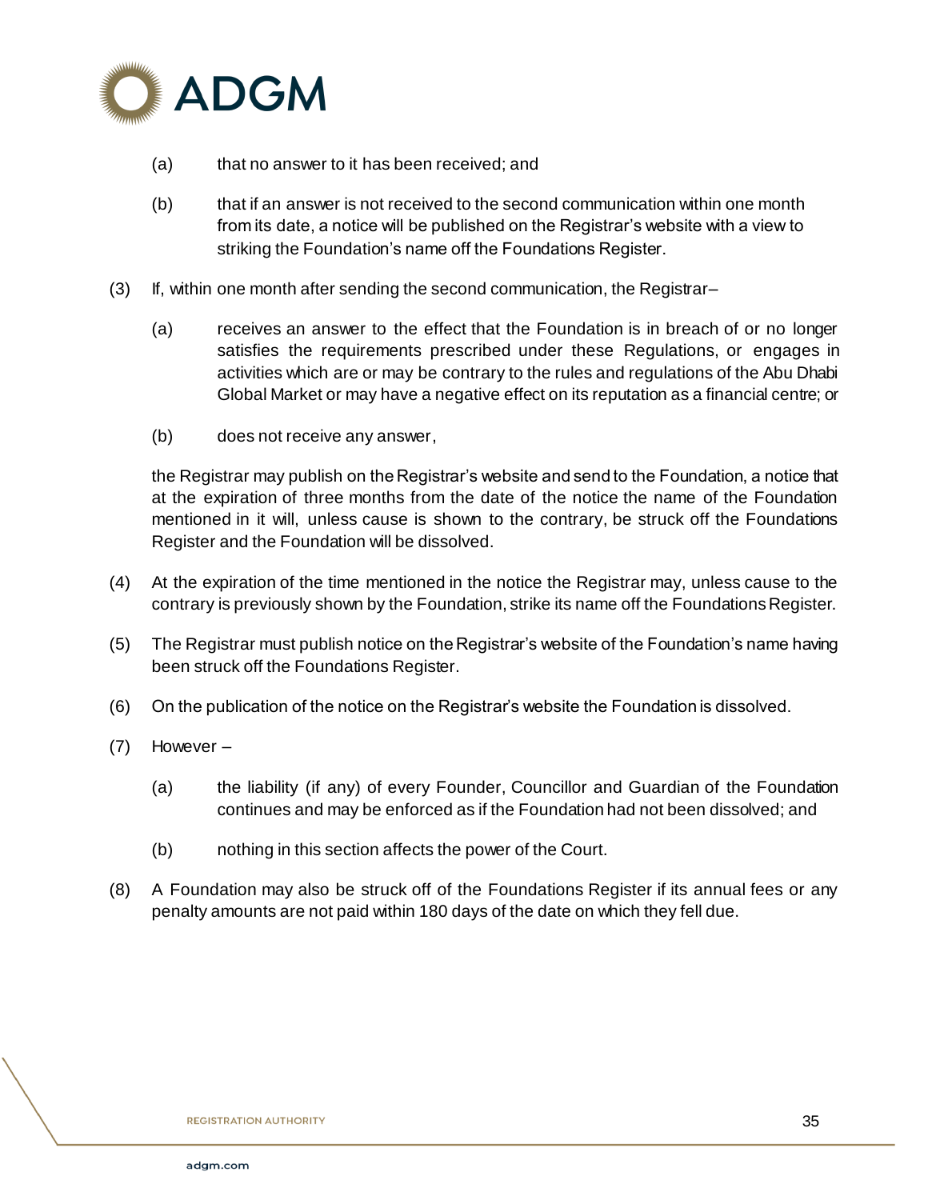(a) that no answer to it has been received; and

(b) that if an answer is not received to the second communication within one month from its date, a notice will be published on the Registrar's website with a view to striking the Foundation's name off the Foundations Register.

(3) If, within one month after sending the second communication, the Registrar–

(a) receives an answer to the effect that the Foundation is in breach of or no longer satisfies the requirements prescribed under these Regulations, or engages in activities which are or may be contrary to the rules and regulations of the Abu Dhabi Global Market or may have a negative effect on its reputation as a financial centre; or

(b) does not receive any answer,

the Registrar may publish on the Registrar's website and send to the Foundation, a notice that at the expiration of three months from the date of the notice the name of the Foundation mentioned in it will, unless cause is shown to the contrary, be struck off the Foundations Register and the Foundation will be dissolved.

(4) At the expiration of the time mentioned in the notice the Registrar may, unless cause to the contrary is previously shown by the Foundation, strike its name off the Foundations Register.

(5) The Registrar must publish notice on the Registrar's website of the Foundation's name having been struck off the Foundations Register.

(6) On the publication of the notice on the Registrar's website the Foundation is dissolved.

(7) However –

(a) the liability (if any) of every Founder, Councillor and Guardian of the Foundation continues and may be enforced as if the Foundation had not been dissolved; and

(b) nothing in this section affects the power of the Court.

(8) A Foundation may also be struck off of the Foundations Register if its annual fees or any penalty amounts are not paid within 180 days of the date on which they fell due.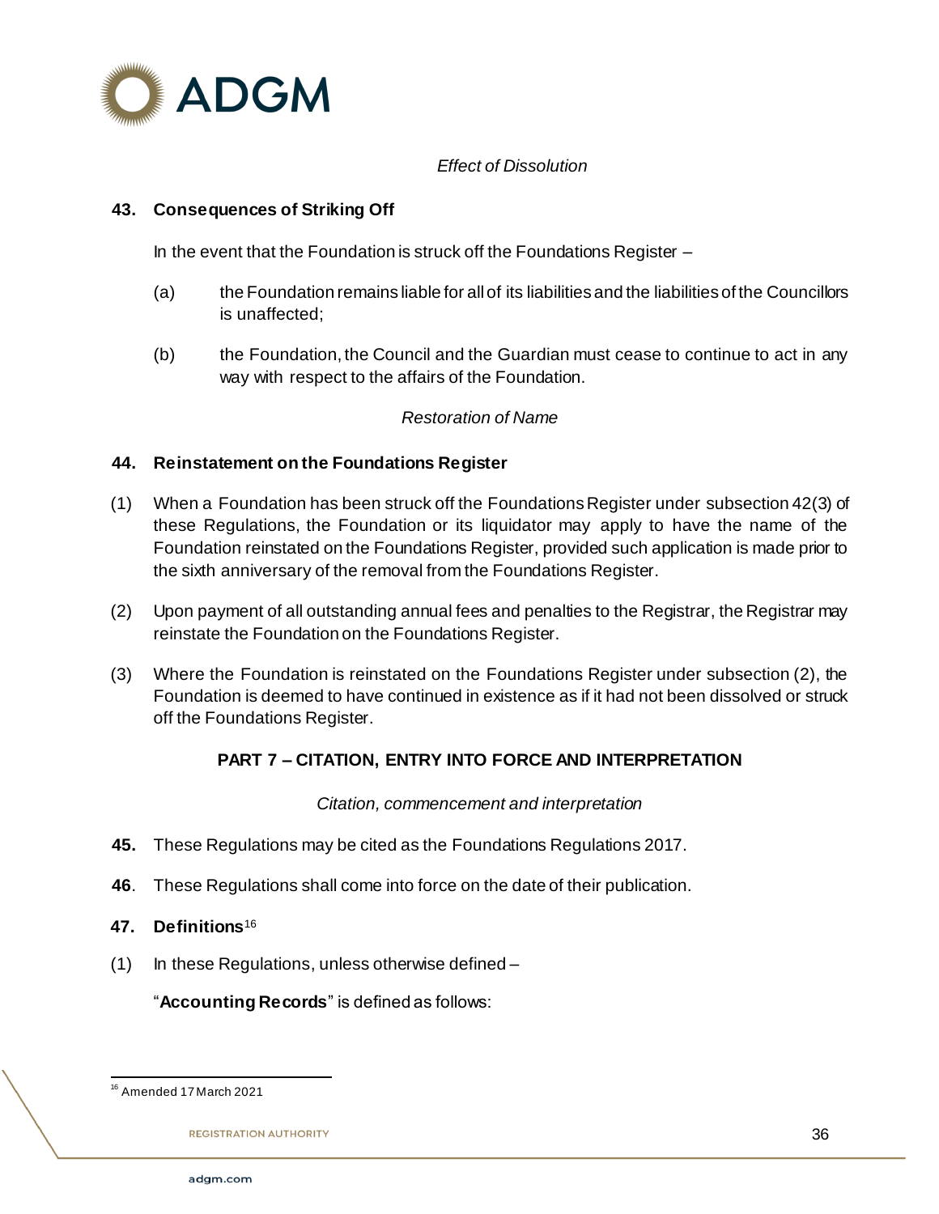*Effect of Dissolution*

**43. Consequences of Striking Off**

In the event that the Foundation is struck off the Foundations Register –

(a) the Foundation remains liable for all of its liabilities and the liabilities of the Councillors is unaffected;

(b) the Foundation, the Council and the Guardian must cease to continue to act in any way with respect to the affairs of the Foundation.

*Restoration of Name*

**44. Reinstatement on the Foundations Register**

(1) When a Foundation has been struck off the Foundations Register under subsection 42(3) of these Regulations, the Foundation or its liquidator may apply to have the name of the Foundation reinstated on the Foundations Register, provided such application is made prior to the sixth anniversary of the removal from the Foundations Register.

(2) Upon payment of all outstanding annual fees and penalties to the Registrar, the Registrar may reinstate the Foundation on the Foundations Register.

(3) Where the Foundation is reinstated on the Foundations Register under subsection (2), the Foundation is deemed to have continued in existence as if it had not been dissolved or struck off the Foundations Register.

## PART 7 – CITATION, ENTRY INTO FORCE AND INTERPRETATION

*Citation, commencement and interpretation*

**45.** These Regulations may be cited as the Foundations Regulations 2017.

**46**. These Regulations shall come into force on the date of their publication.

**47. Definitions**[16]

(1) In these Regulations, unless otherwise defined –

"**Accounting Records**" is defined as follows:

[16] Amended 17 March 2021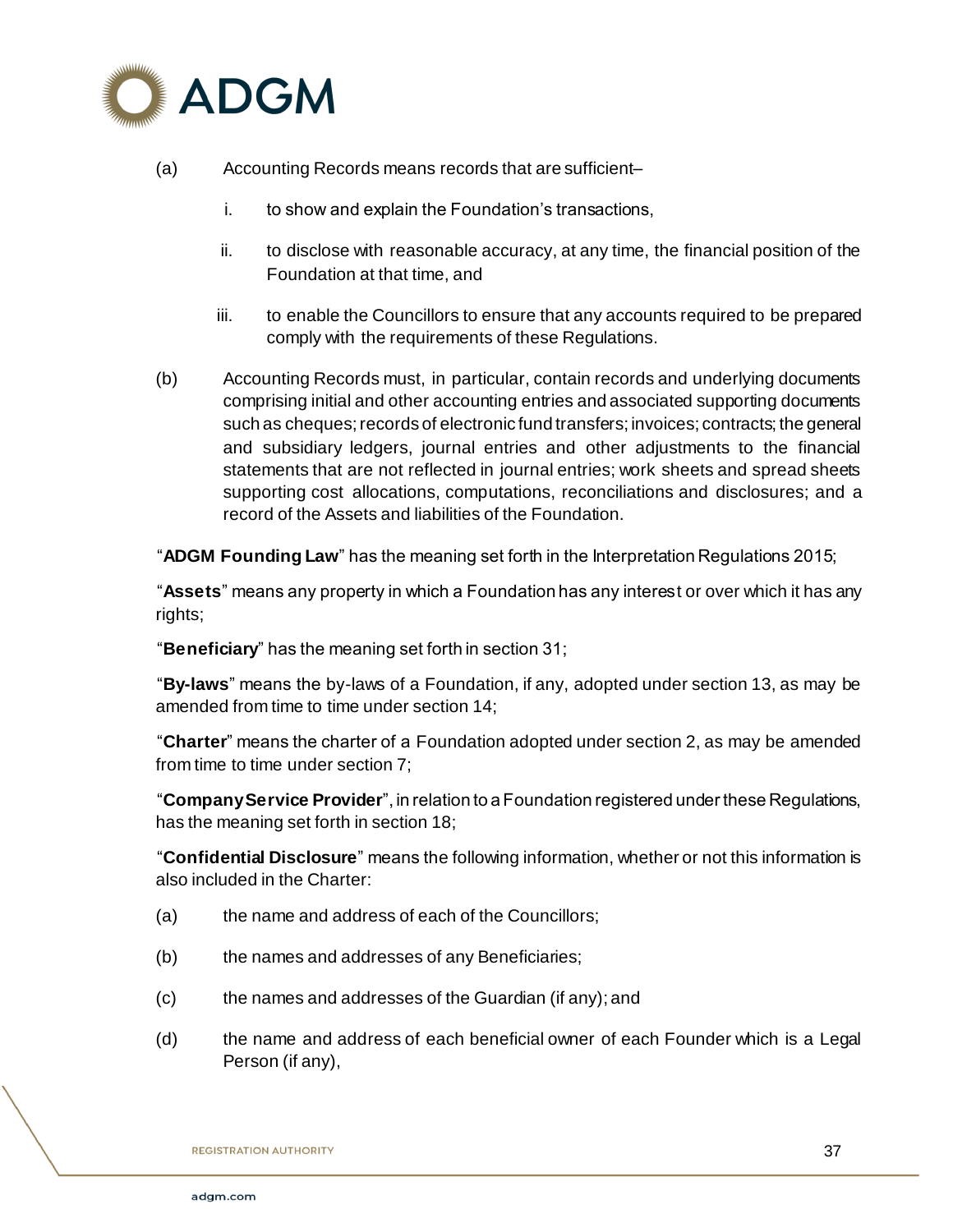(a) Accounting Records means records that are sufficient–

   i. to show and explain the Foundation's transactions,

   ii. to disclose with reasonable accuracy, at any time, the financial position of the Foundation at that time, and

   iii. to enable the Councillors to ensure that any accounts required to be prepared comply with the requirements of these Regulations.

(b) Accounting Records must, in particular, contain records and underlying documents comprising initial and other accounting entries and associated supporting documents such as cheques; records of electronic fund transfers; invoices; contracts; the general and subsidiary ledgers, journal entries and other adjustments to the financial statements that are not reflected in journal entries; work sheets and spread sheets supporting cost allocations, computations, reconciliations and disclosures; and a record of the Assets and liabilities of the Foundation.

"**ADGM Founding Law**" has the meaning set forth in the Interpretation Regulations 2015;

"**Assets**" means any property in which a Foundation has any interest or over which it has any rights;

"**Beneficiary**" has the meaning set forth in section 31;

"**By-laws**" means the by-laws of a Foundation, if any, adopted under section 13, as may be amended from time to time under section 14;

"**Charter**" means the charter of a Foundation adopted under section 2, as may be amended from time to time under section 7;

"**Company Service Provider**", in relation to a Foundation registered under these Regulations, has the meaning set forth in section 18;

"**Confidential Disclosure**" means the following information, whether or not this information is also included in the Charter:

(a) the name and address of each of the Councillors;

(b) the names and addresses of any Beneficiaries;

(c) the names and addresses of the Guardian (if any); and

(d) the name and address of each beneficial owner of each Founder which is a Legal Person (if any),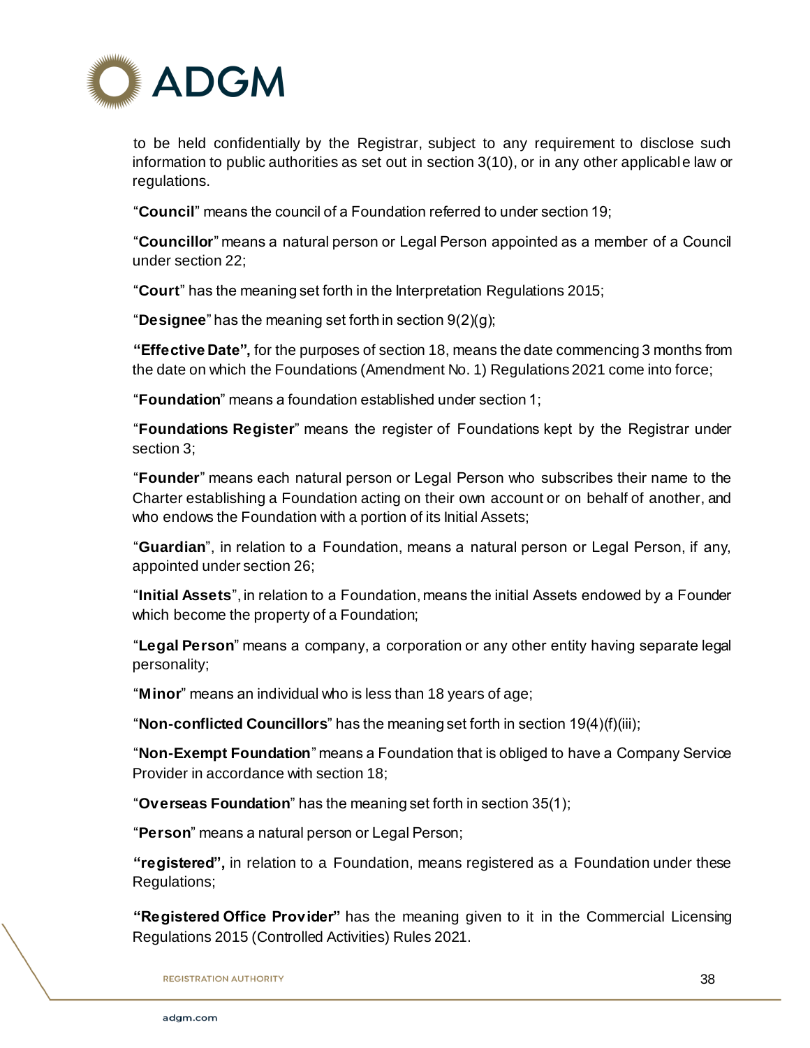to be held confidentially by the Registrar, subject to any requirement to disclose such information to public authorities as set out in section 3(10), or in any other applicable law or regulations.

"**Council**" means the council of a Foundation referred to under section 19;

"**Councillor**" means a natural person or Legal Person appointed as a member of a Council under section 22;

"**Court**" has the meaning set forth in the Interpretation Regulations 2015;

"**Designee**" has the meaning set forth in section 9(2)(g);

**"Effective Date",** for the purposes of section 18, means the date commencing 3 months from the date on which the Foundations (Amendment No. 1) Regulations 2021 come into force;

"**Foundation**" means a foundation established under section 1;

"**Foundations Register**" means the register of Foundations kept by the Registrar under section 3;

"**Founder**" means each natural person or Legal Person who subscribes their name to the Charter establishing a Foundation acting on their own account or on behalf of another, and who endows the Foundation with a portion of its Initial Assets;

"**Guardian**", in relation to a Foundation, means a natural person or Legal Person, if any, appointed under section 26;

"**Initial Assets**", in relation to a Foundation, means the initial Assets endowed by a Founder which become the property of a Foundation;

"**Legal Person**" means a company, a corporation or any other entity having separate legal personality;

"**Minor**" means an individual who is less than 18 years of age;

"**Non-conflicted Councillors**" has the meaning set forth in section 19(4)(f)(iii);

"**Non-Exempt Foundation**" means a Foundation that is obliged to have a Company Service Provider in accordance with section 18;

"**Overseas Foundation**" has the meaning set forth in section 35(1);

"**Person**" means a natural person or Legal Person;

**"registered",** in relation to a Foundation, means registered as a Foundation under these Regulations;

**"Registered Office Provider"** has the meaning given to it in the Commercial Licensing Regulations 2015 (Controlled Activities) Rules 2021.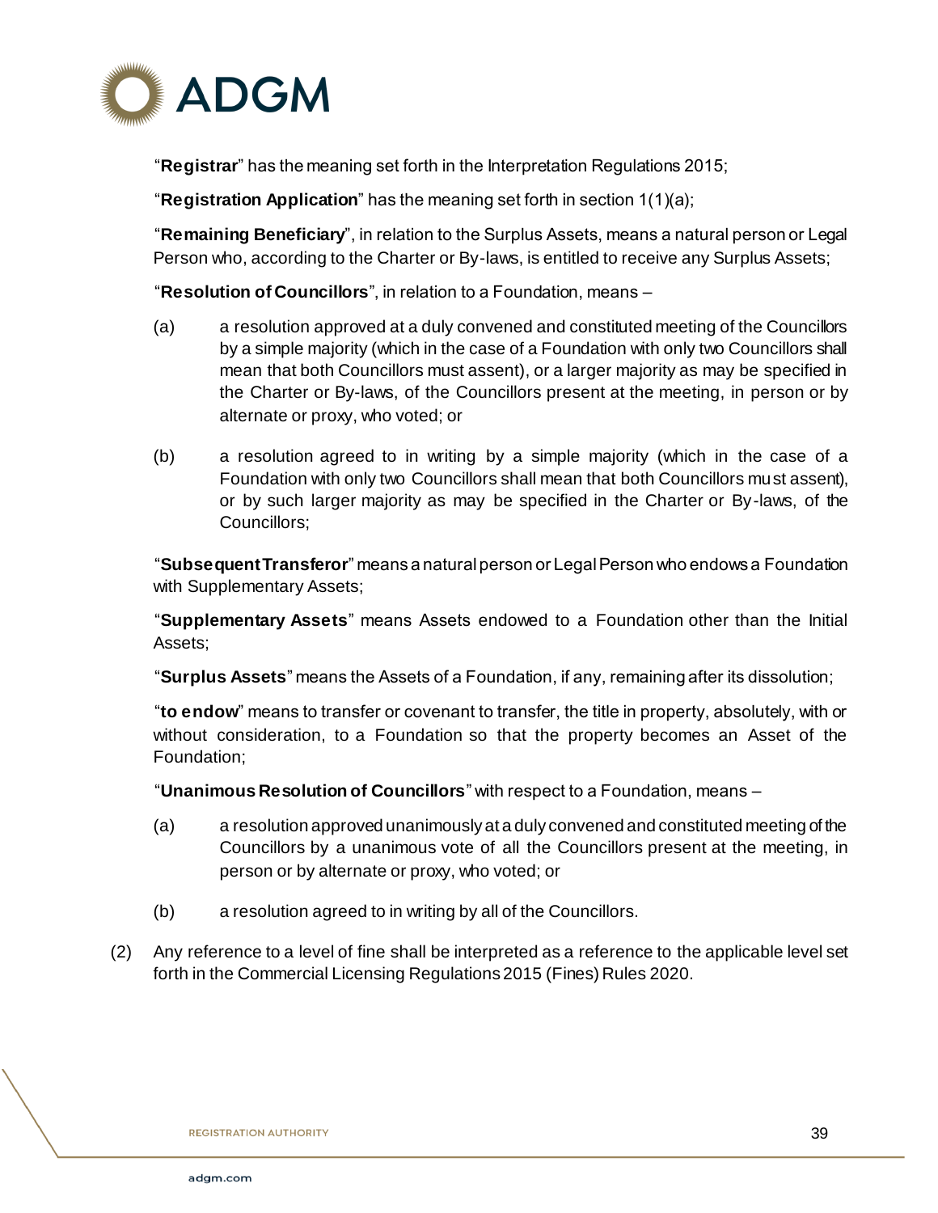"**Registrar**" has the meaning set forth in the Interpretation Regulations 2015;

"**Registration Application**" has the meaning set forth in section 1(1)(a);

"**Remaining Beneficiary**", in relation to the Surplus Assets, means a natural person or Legal Person who, according to the Charter or By-laws, is entitled to receive any Surplus Assets;

"**Resolution of Councillors**", in relation to a Foundation, means –

(a) a resolution approved at a duly convened and constituted meeting of the Councillors by a simple majority (which in the case of a Foundation with only two Councillors shall mean that both Councillors must assent), or a larger majority as may be specified in the Charter or By-laws, of the Councillors present at the meeting, in person or by alternate or proxy, who voted; or

(b) a resolution agreed to in writing by a simple majority (which in the case of a Foundation with only two Councillors shall mean that both Councillors must assent), or by such larger majority as may be specified in the Charter or By-laws, of the Councillors;

"**Subsequent Transferor**" means a natural person or Legal Person who endows a Foundation with Supplementary Assets;

"**Supplementary Assets**" means Assets endowed to a Foundation other than the Initial Assets;

"**Surplus Assets**" means the Assets of a Foundation, if any, remaining after its dissolution;

"**to endow**" means to transfer or covenant to transfer, the title in property, absolutely, with or without consideration, to a Foundation so that the property becomes an Asset of the Foundation;

"**Unanimous Resolution of Councillors**" with respect to a Foundation, means –

(a) a resolution approved unanimously at a duly convened and constituted meeting of the Councillors by a unanimous vote of all the Councillors present at the meeting, in person or by alternate or proxy, who voted; or

(b) a resolution agreed to in writing by all of the Councillors.

(2) Any reference to a level of fine shall be interpreted as a reference to the applicable level set forth in the Commercial Licensing Regulations 2015 (Fines) Rules 2020.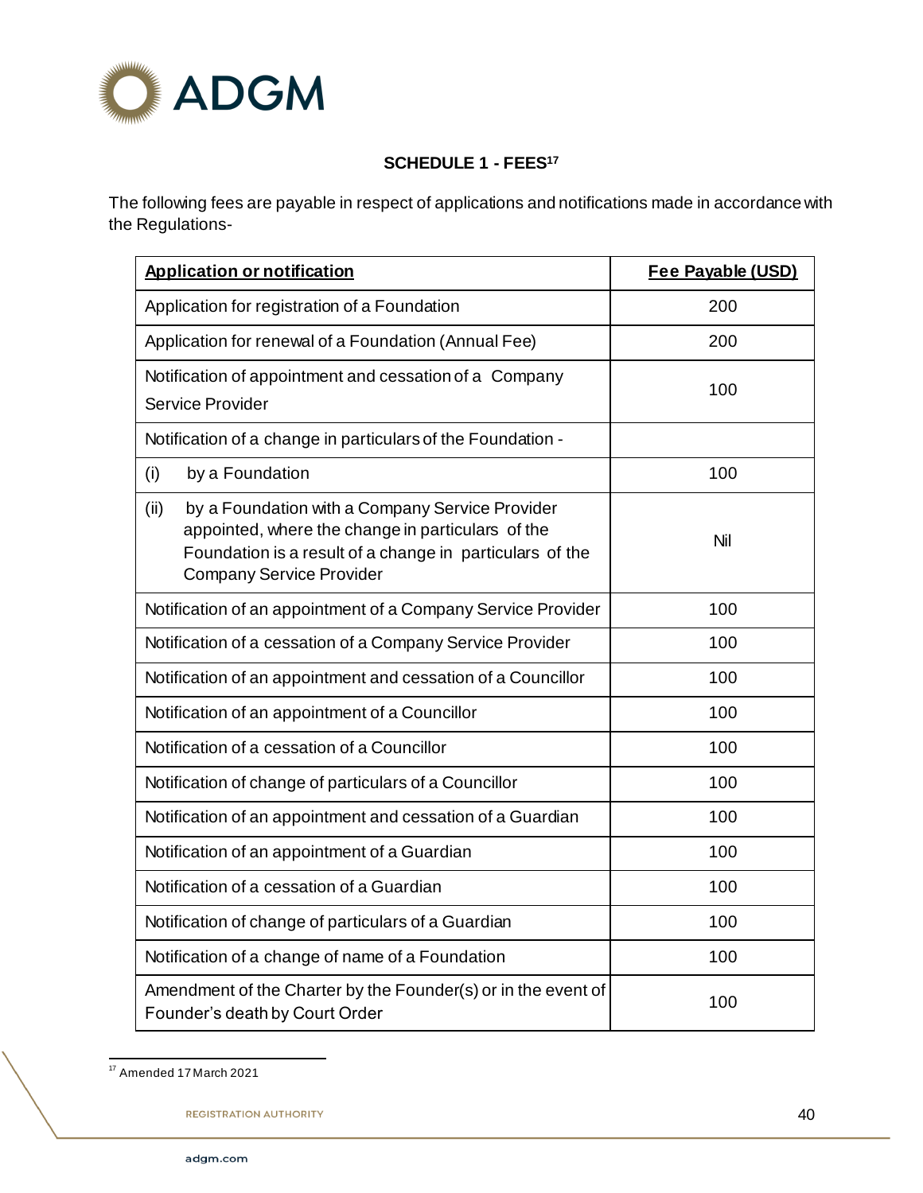## SCHEDULE 1 - FEES[17]

The following fees are payable in respect of applications and notifications made in accordance with the Regulations-

| **Application or notification** | **Fee Payable (USD)** |
|---|---|
| Application for registration of a Foundation | 200 |
| Application for renewal of a Foundation (Annual Fee) | 200 |
| Notification of appointment and cessation of a Company Service Provider | 100 |
| Notification of a change in particulars of the Foundation - | |
| (i) by a Foundation | 100 |
| (ii) by a Foundation with a Company Service Provider appointed, where the change in particulars of the Foundation is a result of a change in particulars of the Company Service Provider | Nil |
| Notification of an appointment of a Company Service Provider | 100 |
| Notification of a cessation of a Company Service Provider | 100 |
| Notification of an appointment and cessation of a Councillor | 100 |
| Notification of an appointment of a Councillor | 100 |
| Notification of a cessation of a Councillor | 100 |
| Notification of change of particulars of a Councillor | 100 |
| Notification of an appointment and cessation of a Guardian | 100 |
| Notification of an appointment of a Guardian | 100 |
| Notification of a cessation of a Guardian | 100 |
| Notification of change of particulars of a Guardian | 100 |
| Notification of a change of name of a Foundation | 100 |
| Amendment of the Charter by the Founder(s) or in the event of Founder's death by Court Order | 100 |

[17] Amended 17 March 2021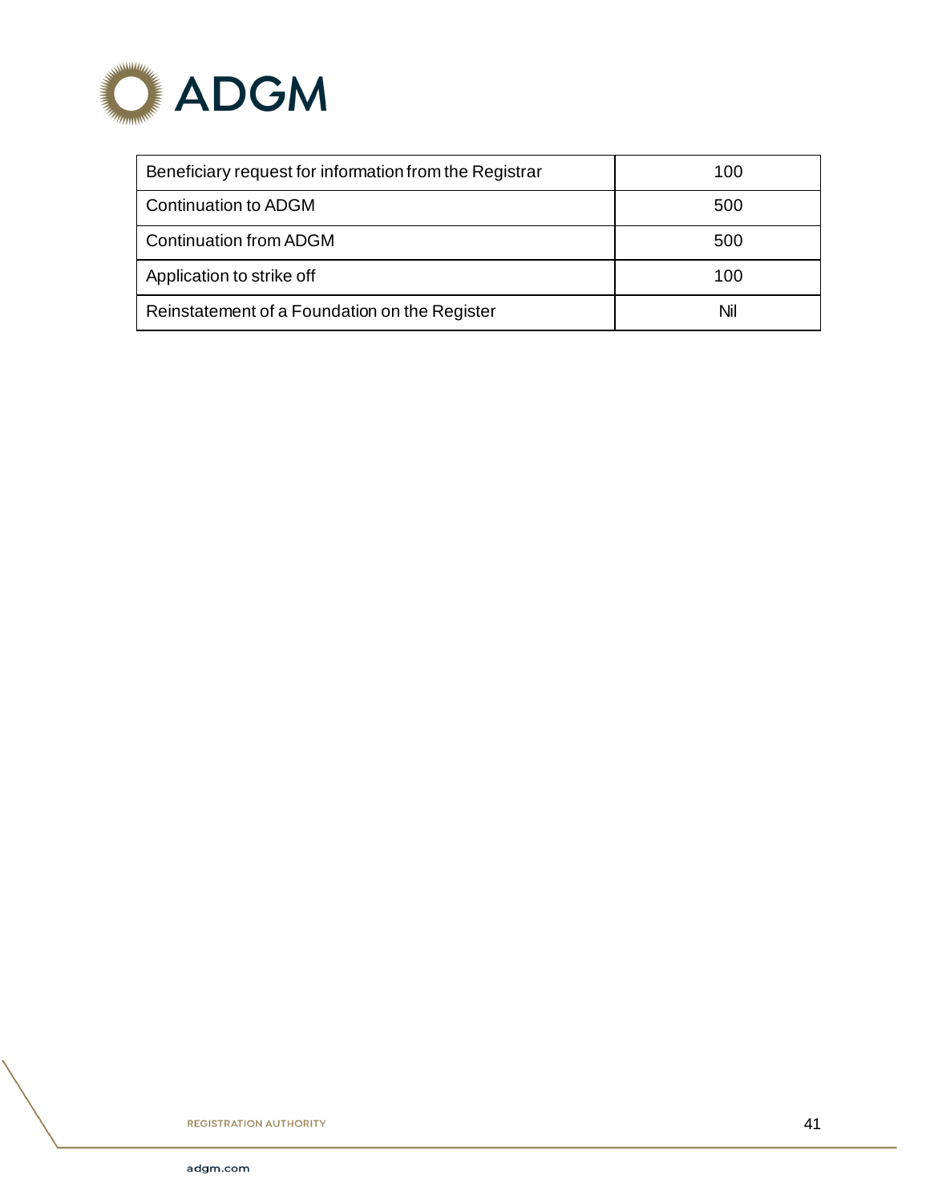| | |
|---|---|
| Beneficiary request for information from the Registrar | 100 |
| Continuation to ADGM | 500 |
| Continuation from ADGM | 500 |
| Application to strike off | 100 |
| Reinstatement of a Foundation on the Register | Nil |